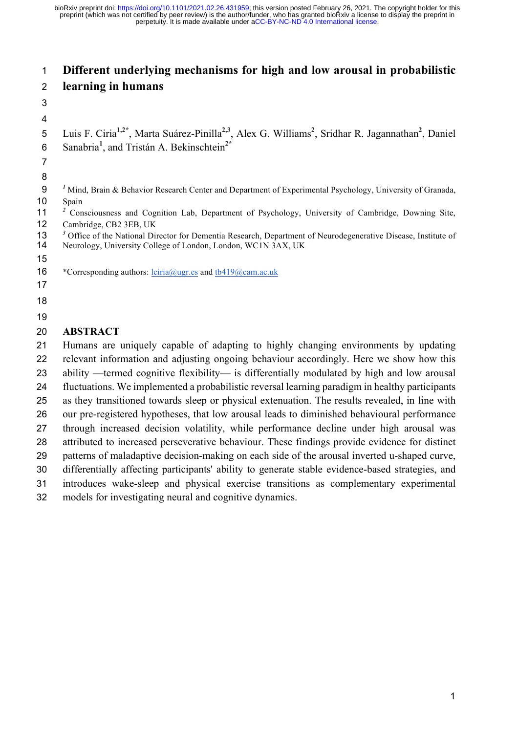# Different underlying mechanisms for high and low arousal in probabilistic learning in humans

Luis F. Ciria[1,2*], Marta Suárez-Pinilla[2,3], Alex G. Williams[2], Sridhar R. Jagannathan[2], Daniel Sanabria[1], and Tristán A. Bekinschtein[2*]

[1] Mind, Brain & Behavior Research Center and Department of Experimental Psychology, University of Granada, Spain

[2] Consciousness and Cognition Lab, Department of Psychology, University of Cambridge, Downing Site, Cambridge, CB2 3EB, UK

[3] Office of the National Director for Dementia Research, Department of Neurodegenerative Disease, Institute of Neurology, University College of London, London, WC1N 3AX, UK

*Corresponding authors: lciria@ugr.es and tb419@cam.ac.uk

## ABSTRACT

Humans are uniquely capable of adapting to highly changing environments by updating relevant information and adjusting ongoing behaviour accordingly. Here we show how this ability —termed cognitive flexibility— is differentially modulated by high and low arousal fluctuations. We implemented a probabilistic reversal learning paradigm in healthy participants as they transitioned towards sleep or physical extenuation. The results revealed, in line with our pre-registered hypotheses, that low arousal leads to diminished behavioural performance through increased decision volatility, while performance decline under high arousal was attributed to increased perseverative behaviour. These findings provide evidence for distinct patterns of maladaptive decision-making on each side of the arousal inverted u-shaped curve, differentially affecting participants' ability to generate stable evidence-based strategies, and introduces wake-sleep and physical exercise transitions as complementary experimental models for investigating neural and cognitive dynamics.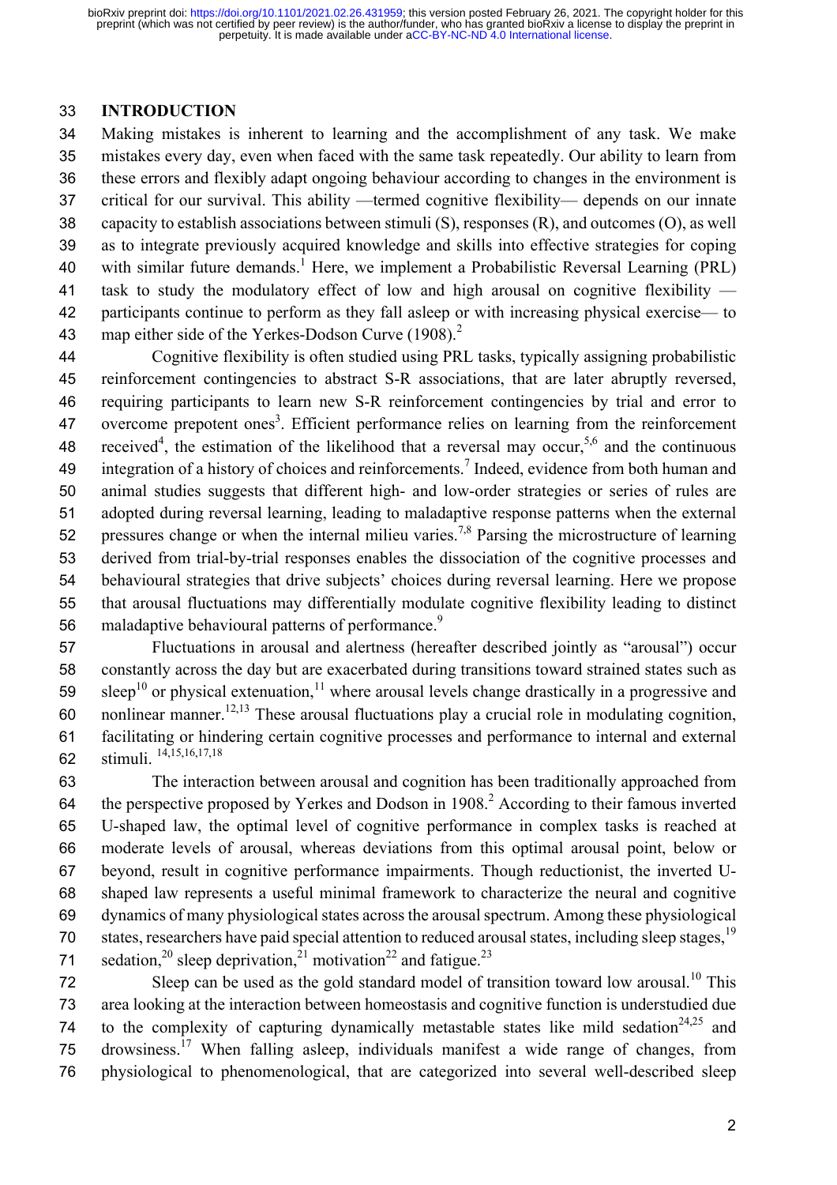## INTRODUCTION

Making mistakes is inherent to learning and the accomplishment of any task. We make mistakes every day, even when faced with the same task repeatedly. Our ability to learn from these errors and flexibly adapt ongoing behaviour according to changes in the environment is critical for our survival. This ability —termed cognitive flexibility— depends on our innate capacity to establish associations between stimuli (S), responses (R), and outcomes (O), as well as to integrate previously acquired knowledge and skills into effective strategies for coping with similar future demands.[1] Here, we implement a Probabilistic Reversal Learning (PRL) task to study the modulatory effect of low and high arousal on cognitive flexibility — participants continue to perform as they fall asleep or with increasing physical exercise— to map either side of the Yerkes-Dodson Curve (1908).[2]

Cognitive flexibility is often studied using PRL tasks, typically assigning probabilistic reinforcement contingencies to abstract S-R associations, that are later abruptly reversed, requiring participants to learn new S-R reinforcement contingencies by trial and error to overcome prepotent ones[3]. Efficient performance relies on learning from the reinforcement received[4], the estimation of the likelihood that a reversal may occur,[5,6] and the continuous integration of a history of choices and reinforcements.[7] Indeed, evidence from both human and animal studies suggests that different high- and low-order strategies or series of rules are adopted during reversal learning, leading to maladaptive response patterns when the external pressures change or when the internal milieu varies.[7,8] Parsing the microstructure of learning derived from trial-by-trial responses enables the dissociation of the cognitive processes and behavioural strategies that drive subjects' choices during reversal learning. Here we propose that arousal fluctuations may differentially modulate cognitive flexibility leading to distinct maladaptive behavioural patterns of performance.[9]

Fluctuations in arousal and alertness (hereafter described jointly as "arousal") occur constantly across the day but are exacerbated during transitions toward strained states such as sleep[10] or physical extenuation,[11] where arousal levels change drastically in a progressive and nonlinear manner.[12,13] These arousal fluctuations play a crucial role in modulating cognition, facilitating or hindering certain cognitive processes and performance to internal and external stimuli. [14,15,16,17,18]

The interaction between arousal and cognition has been traditionally approached from the perspective proposed by Yerkes and Dodson in 1908.[2] According to their famous inverted U-shaped law, the optimal level of cognitive performance in complex tasks is reached at moderate levels of arousal, whereas deviations from this optimal arousal point, below or beyond, result in cognitive performance impairments. Though reductionist, the inverted U-shaped law represents a useful minimal framework to characterize the neural and cognitive dynamics of many physiological states across the arousal spectrum. Among these physiological states, researchers have paid special attention to reduced arousal states, including sleep stages,[19] sedation,[20] sleep deprivation,[21] motivation[22] and fatigue.[23]

Sleep can be used as the gold standard model of transition toward low arousal.[10] This area looking at the interaction between homeostasis and cognitive function is understudied due to the complexity of capturing dynamically metastable states like mild sedation[24,25] and drowsiness.[17] When falling asleep, individuals manifest a wide range of changes, from physiological to phenomenological, that are categorized into several well-described sleep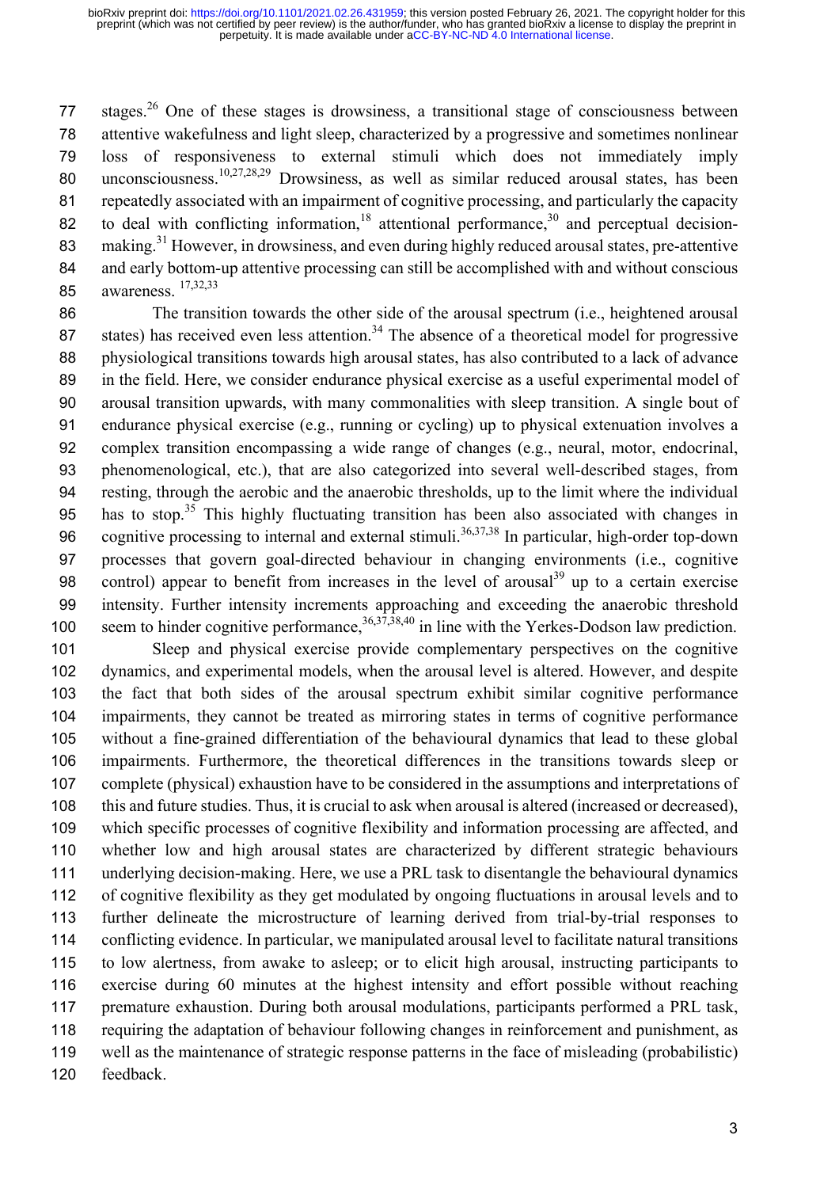stages.[26] One of these stages is drowsiness, a transitional stage of consciousness between attentive wakefulness and light sleep, characterized by a progressive and sometimes nonlinear loss of responsiveness to external stimuli which does not immediately imply unconsciousness.[10,27,28,29] Drowsiness, as well as similar reduced arousal states, has been repeatedly associated with an impairment of cognitive processing, and particularly the capacity to deal with conflicting information,[18] attentional performance,[30] and perceptual decision-making.[31] However, in drowsiness, and even during highly reduced arousal states, pre-attentive and early bottom-up attentive processing can still be accomplished with and without conscious awareness. [17,32,33]

The transition towards the other side of the arousal spectrum (i.e., heightened arousal states) has received even less attention.[34] The absence of a theoretical model for progressive physiological transitions towards high arousal states, has also contributed to a lack of advance in the field. Here, we consider endurance physical exercise as a useful experimental model of arousal transition upwards, with many commonalities with sleep transition. A single bout of endurance physical exercise (e.g., running or cycling) up to physical extenuation involves a complex transition encompassing a wide range of changes (e.g., neural, motor, endocrinal, phenomenological, etc.), that are also categorized into several well-described stages, from resting, through the aerobic and the anaerobic thresholds, up to the limit where the individual has to stop.[35] This highly fluctuating transition has been also associated with changes in cognitive processing to internal and external stimuli.[36,37,38] In particular, high-order top-down processes that govern goal-directed behaviour in changing environments (i.e., cognitive control) appear to benefit from increases in the level of arousal[39] up to a certain exercise intensity. Further intensity increments approaching and exceeding the anaerobic threshold seem to hinder cognitive performance,[36,37,38,40] in line with the Yerkes-Dodson law prediction.

Sleep and physical exercise provide complementary perspectives on the cognitive dynamics, and experimental models, when the arousal level is altered. However, and despite the fact that both sides of the arousal spectrum exhibit similar cognitive performance impairments, they cannot be treated as mirroring states in terms of cognitive performance without a fine-grained differentiation of the behavioural dynamics that lead to these global impairments. Furthermore, the theoretical differences in the transitions towards sleep or complete (physical) exhaustion have to be considered in the assumptions and interpretations of this and future studies. Thus, it is crucial to ask when arousal is altered (increased or decreased), which specific processes of cognitive flexibility and information processing are affected, and whether low and high arousal states are characterized by different strategic behaviours underlying decision-making. Here, we use a PRL task to disentangle the behavioural dynamics of cognitive flexibility as they get modulated by ongoing fluctuations in arousal levels and to further delineate the microstructure of learning derived from trial-by-trial responses to conflicting evidence. In particular, we manipulated arousal level to facilitate natural transitions to low alertness, from awake to asleep; or to elicit high arousal, instructing participants to exercise during 60 minutes at the highest intensity and effort possible without reaching premature exhaustion. During both arousal modulations, participants performed a PRL task, requiring the adaptation of behaviour following changes in reinforcement and punishment, as well as the maintenance of strategic response patterns in the face of misleading (probabilistic) feedback.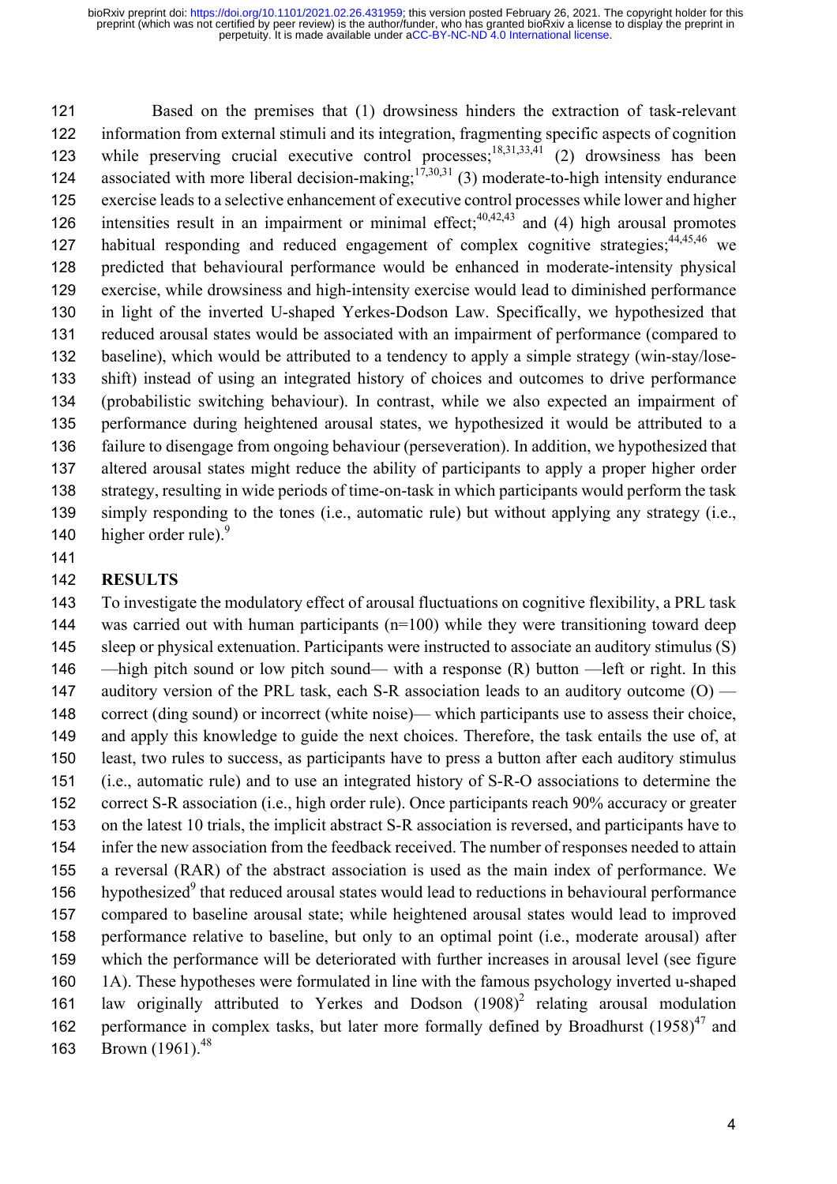Based on the premises that (1) drowsiness hinders the extraction of task-relevant information from external stimuli and its integration, fragmenting specific aspects of cognition while preserving crucial executive control processes;[18,31,33,41] (2) drowsiness has been associated with more liberal decision-making;[17,30,31] (3) moderate-to-high intensity endurance exercise leads to a selective enhancement of executive control processes while lower and higher intensities result in an impairment or minimal effect;[40,42,43] and (4) high arousal promotes habitual responding and reduced engagement of complex cognitive strategies;[44,45,46] we predicted that behavioural performance would be enhanced in moderate-intensity physical exercise, while drowsiness and high-intensity exercise would lead to diminished performance in light of the inverted U-shaped Yerkes-Dodson Law. Specifically, we hypothesized that reduced arousal states would be associated with an impairment of performance (compared to baseline), which would be attributed to a tendency to apply a simple strategy (win-stay/lose-shift) instead of using an integrated history of choices and outcomes to drive performance (probabilistic switching behaviour). In contrast, while we also expected an impairment of performance during heightened arousal states, we hypothesized it would be attributed to a failure to disengage from ongoing behaviour (perseveration). In addition, we hypothesized that altered arousal states might reduce the ability of participants to apply a proper higher order strategy, resulting in wide periods of time-on-task in which participants would perform the task simply responding to the tones (i.e., automatic rule) but without applying any strategy (i.e., higher order rule).[9]

## RESULTS

To investigate the modulatory effect of arousal fluctuations on cognitive flexibility, a PRL task was carried out with human participants (n=100) while they were transitioning toward deep sleep or physical extenuation. Participants were instructed to associate an auditory stimulus (S) —high pitch sound or low pitch sound— with a response (R) button —left or right. In this auditory version of the PRL task, each S-R association leads to an auditory outcome (O) — correct (ding sound) or incorrect (white noise)— which participants use to assess their choice, and apply this knowledge to guide the next choices. Therefore, the task entails the use of, at least, two rules to success, as participants have to press a button after each auditory stimulus (i.e., automatic rule) and to use an integrated history of S-R-O associations to determine the correct S-R association (i.e., high order rule). Once participants reach 90% accuracy or greater on the latest 10 trials, the implicit abstract S-R association is reversed, and participants have to infer the new association from the feedback received. The number of responses needed to attain a reversal (RAR) of the abstract association is used as the main index of performance. We hypothesized[9] that reduced arousal states would lead to reductions in behavioural performance compared to baseline arousal state; while heightened arousal states would lead to improved performance relative to baseline, but only to an optimal point (i.e., moderate arousal) after which the performance will be deteriorated with further increases in arousal level (see figure 1A). These hypotheses were formulated in line with the famous psychology inverted u-shaped law originally attributed to Yerkes and Dodson (1908)[2] relating arousal modulation performance in complex tasks, but later more formally defined by Broadhurst (1958)[47] and Brown (1961).[48]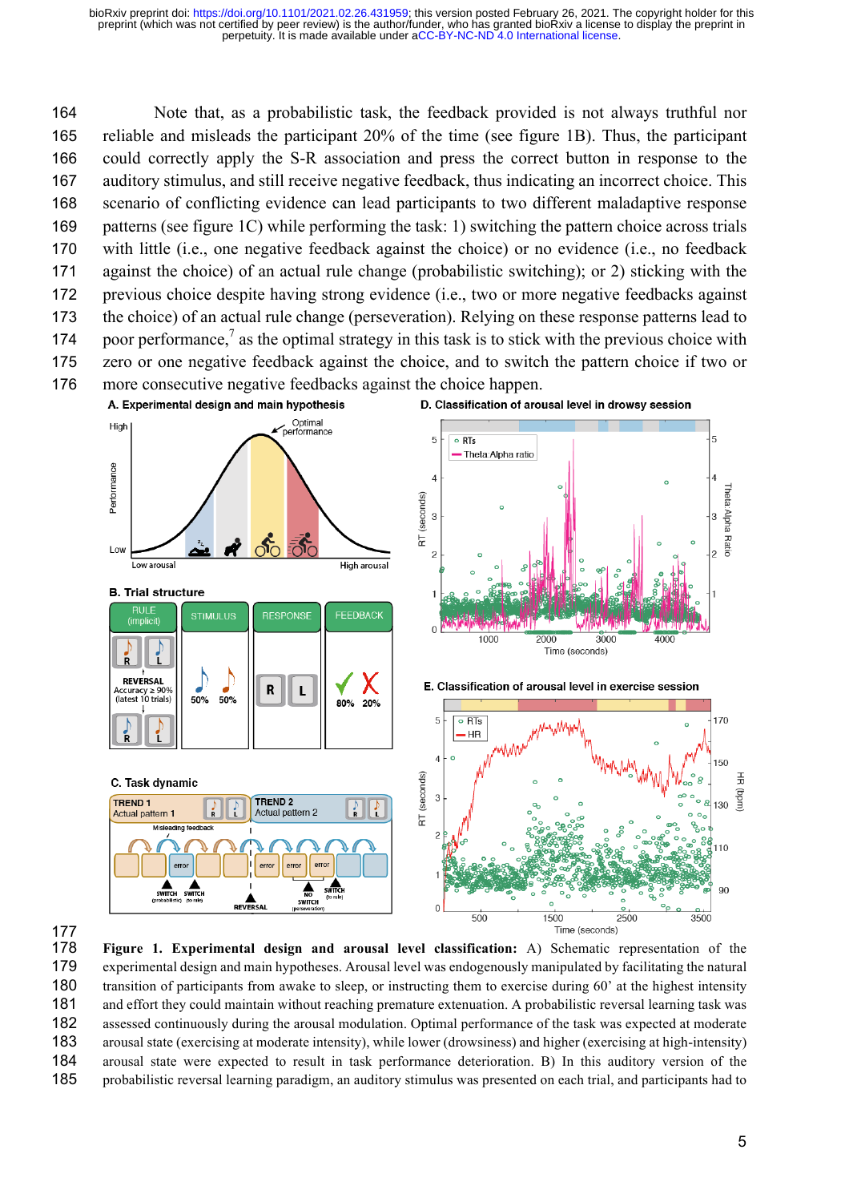Note that, as a probabilistic task, the feedback provided is not always truthful nor reliable and misleads the participant 20% of the time (see figure 1B). Thus, the participant could correctly apply the S-R association and press the correct button in response to the auditory stimulus, and still receive negative feedback, thus indicating an incorrect choice. This scenario of conflicting evidence can lead participants to two different maladaptive response patterns (see figure 1C) while performing the task: 1) switching the pattern choice across trials with little (i.e., one negative feedback against the choice) or no evidence (i.e., no feedback against the choice) of an actual rule change (probabilistic switching); or 2) sticking with the previous choice despite having strong evidence (i.e., two or more negative feedbacks against the choice) of an actual rule change (perseveration). Relying on these response patterns lead to poor performance,[7] as the optimal strategy in this task is to stick with the previous choice with zero or one negative feedback against the choice, and to switch the pattern choice if two or more consecutive negative feedbacks against the choice happen.

**Figure 1. Experimental design and arousal level classification:** A) Schematic representation of the experimental design and main hypotheses. Arousal level was endogenously manipulated by facilitating the natural transition of participants from awake to sleep, or instructing them to exercise during 60' at the highest intensity and effort they could maintain without reaching premature extenuation. A probabilistic reversal learning task was assessed continuously during the arousal modulation. Optimal performance of the task was expected at moderate arousal state (exercising at moderate intensity), while lower (drowsiness) and higher (exercising at high-intensity) arousal state were expected to result in task performance deterioration. B) In this auditory version of the probabilistic reversal learning paradigm, an auditory stimulus was presented on each trial, and participants had to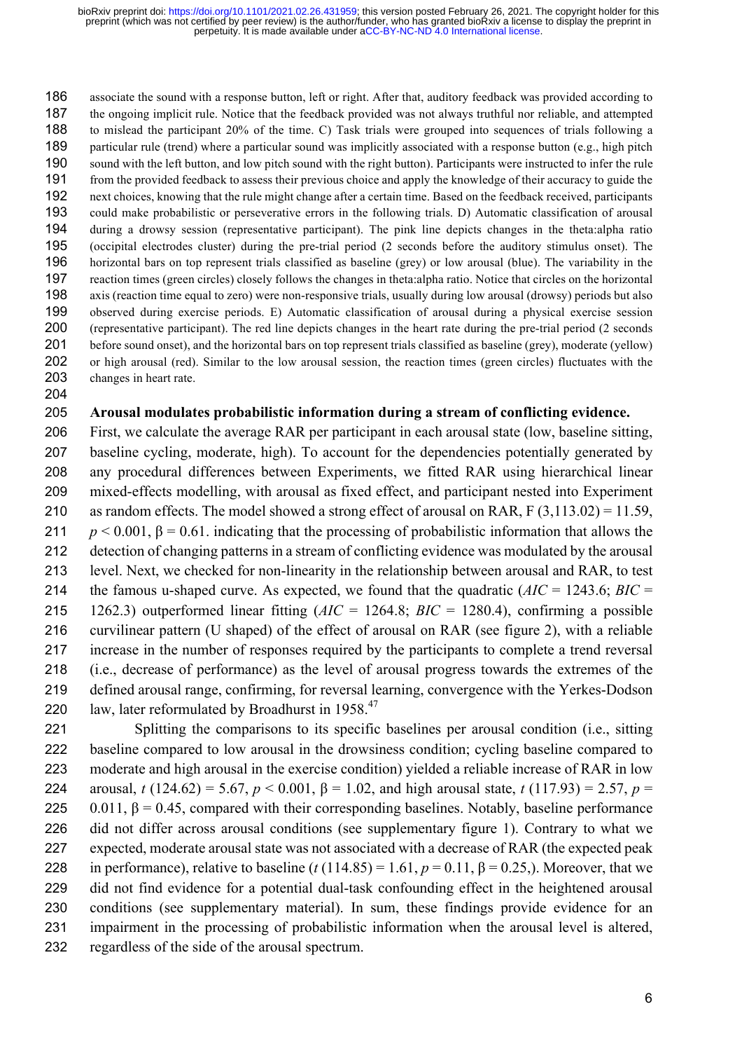associate the sound with a response button, left or right. After that, auditory feedback was provided according to the ongoing implicit rule. Notice that the feedback provided was not always truthful nor reliable, and attempted to mislead the participant 20% of the time. C) Task trials were grouped into sequences of trials following a particular rule (trend) where a particular sound was implicitly associated with a response button (e.g., high pitch sound with the left button, and low pitch sound with the right button). Participants were instructed to infer the rule from the provided feedback to assess their previous choice and apply the knowledge of their accuracy to guide the next choices, knowing that the rule might change after a certain time. Based on the feedback received, participants could make probabilistic or perseverative errors in the following trials. D) Automatic classification of arousal during a drowsy session (representative participant). The pink line depicts changes in the theta:alpha ratio (occipital electrodes cluster) during the pre-trial period (2 seconds before the auditory stimulus onset). The horizontal bars on top represent trials classified as baseline (grey) or low arousal (blue). The variability in the reaction times (green circles) closely follows the changes in theta:alpha ratio. Notice that circles on the horizontal axis (reaction time equal to zero) were non-responsive trials, usually during low arousal (drowsy) periods but also observed during exercise periods. E) Automatic classification of arousal during a physical exercise session (representative participant). The red line depicts changes in the heart rate during the pre-trial period (2 seconds before sound onset), and the horizontal bars on top represent trials classified as baseline (grey), moderate (yellow) or high arousal (red). Similar to the low arousal session, the reaction times (green circles) fluctuates with the changes in heart rate.

**Arousal modulates probabilistic information during a stream of conflicting evidence.**

First, we calculate the average RAR per participant in each arousal state (low, baseline sitting, baseline cycling, moderate, high). To account for the dependencies potentially generated by any procedural differences between Experiments, we fitted RAR using hierarchical linear mixed-effects modelling, with arousal as fixed effect, and participant nested into Experiment as random effects. The model showed a strong effect of arousal on RAR, $F(3,113.02) = 11.59$, $p < 0.001$, $\beta = 0.61$. indicating that the processing of probabilistic information that allows the detection of changing patterns in a stream of conflicting evidence was modulated by the arousal level. Next, we checked for non-linearity in the relationship between arousal and RAR, to test the famous u-shaped curve. As expected, we found that the quadratic ($AIC = 1243.6$; $BIC = 1262.3$) outperformed linear fitting ($AIC = 1264.8$; $BIC = 1280.4$), confirming a possible curvilinear pattern (U shaped) of the effect of arousal on RAR (see figure 2), with a reliable increase in the number of responses required by the participants to complete a trend reversal (i.e., decrease of performance) as the level of arousal progress towards the extremes of the defined arousal range, confirming, for reversal learning, convergence with the Yerkes-Dodson law, later reformulated by Broadhurst in 1958.[47]

Splitting the comparisons to its specific baselines per arousal condition (i.e., sitting baseline compared to low arousal in the drowsiness condition; cycling baseline compared to moderate and high arousal in the exercise condition) yielded a reliable increase of RAR in low arousal, $t(124.62) = 5.67$, $p < 0.001$, $\beta = 1.02$, and high arousal state, $t(117.93) = 2.57$, $p = 0.011$, $\beta = 0.45$, compared with their corresponding baselines. Notably, baseline performance did not differ across arousal conditions (see supplementary figure 1). Contrary to what we expected, moderate arousal state was not associated with a decrease of RAR (the expected peak in performance), relative to baseline ($t(114.85) = 1.61$, $p = 0.11$, $\beta = 0.25$,). Moreover, that we did not find evidence for a potential dual-task confounding effect in the heightened arousal conditions (see supplementary material). In sum, these findings provide evidence for an impairment in the processing of probabilistic information when the arousal level is altered, regardless of the side of the arousal spectrum.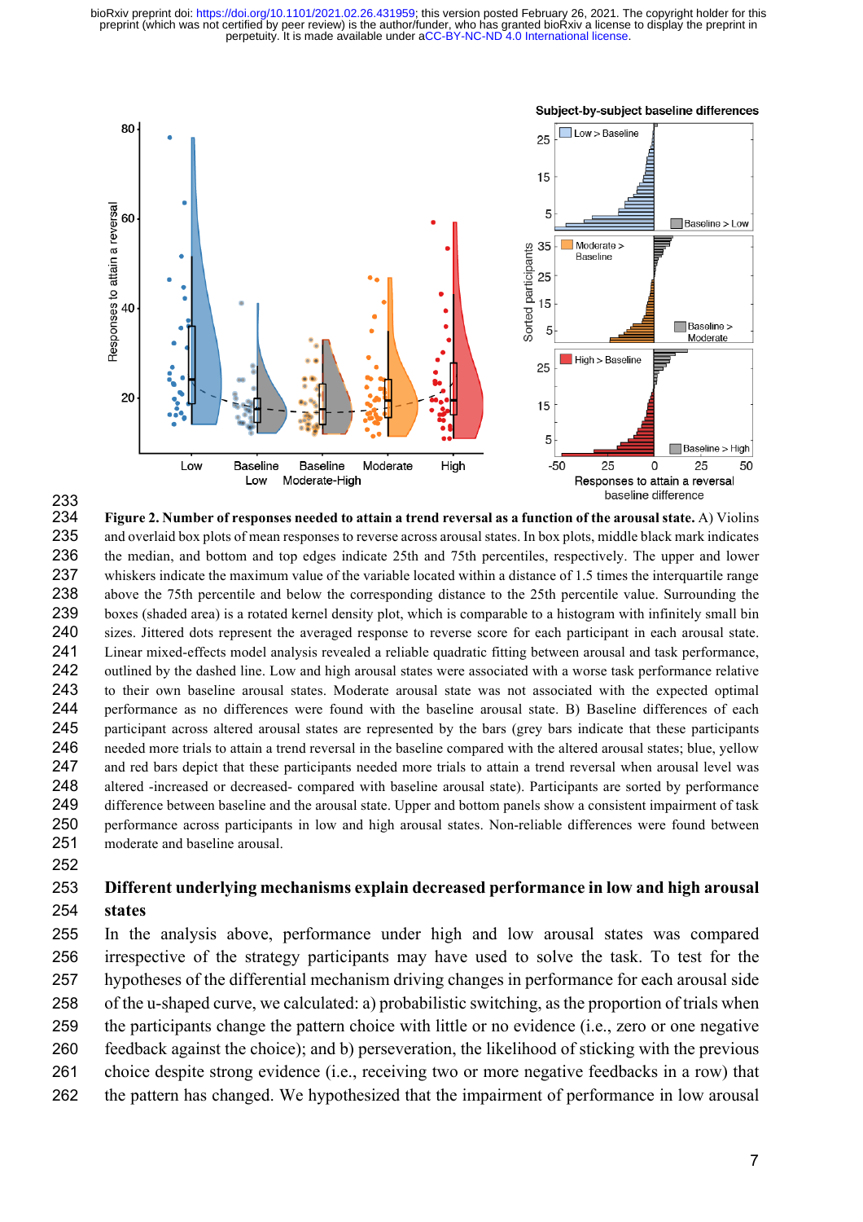**Figure 2. Number of responses needed to attain a trend reversal as a function of the arousal state.** A) Violins and overlaid box plots of mean responses to reverse across arousal states. In box plots, middle black mark indicates the median, and bottom and top edges indicate 25th and 75th percentiles, respectively. The upper and lower whiskers indicate the maximum value of the variable located within a distance of 1.5 times the interquartile range above the 75th percentile and below the corresponding distance to the 25th percentile value. Surrounding the boxes (shaded area) is a rotated kernel density plot, which is comparable to a histogram with infinitely small bin sizes. Jittered dots represent the averaged response to reverse score for each participant in each arousal state. Linear mixed-effects model analysis revealed a reliable quadratic fitting between arousal and task performance, outlined by the dashed line. Low and high arousal states were associated with a worse task performance relative to their own baseline arousal states. Moderate arousal state was not associated with the expected optimal performance as no differences were found with the baseline arousal state. B) Baseline differences of each participant across altered arousal states are represented by the bars (grey bars indicate that these participants needed more trials to attain a trend reversal in the baseline compared with the altered arousal states; blue, yellow and red bars depict that these participants needed more trials to attain a trend reversal when arousal level was altered -increased or decreased- compared with baseline arousal state). Participants are sorted by performance difference between baseline and the arousal state. Upper and bottom panels show a consistent impairment of task performance across participants in low and high arousal states. Non-reliable differences were found between moderate and baseline arousal.

## Different underlying mechanisms explain decreased performance in low and high arousal states

In the analysis above, performance under high and low arousal states was compared irrespective of the strategy participants may have used to solve the task. To test for the hypotheses of the differential mechanism driving changes in performance for each arousal side of the u-shaped curve, we calculated: a) probabilistic switching, as the proportion of trials when the participants change the pattern choice with little or no evidence (i.e., zero or one negative feedback against the choice); and b) perseveration, the likelihood of sticking with the previous choice despite strong evidence (i.e., receiving two or more negative feedbacks in a row) that the pattern has changed. We hypothesized that the impairment of performance in low arousal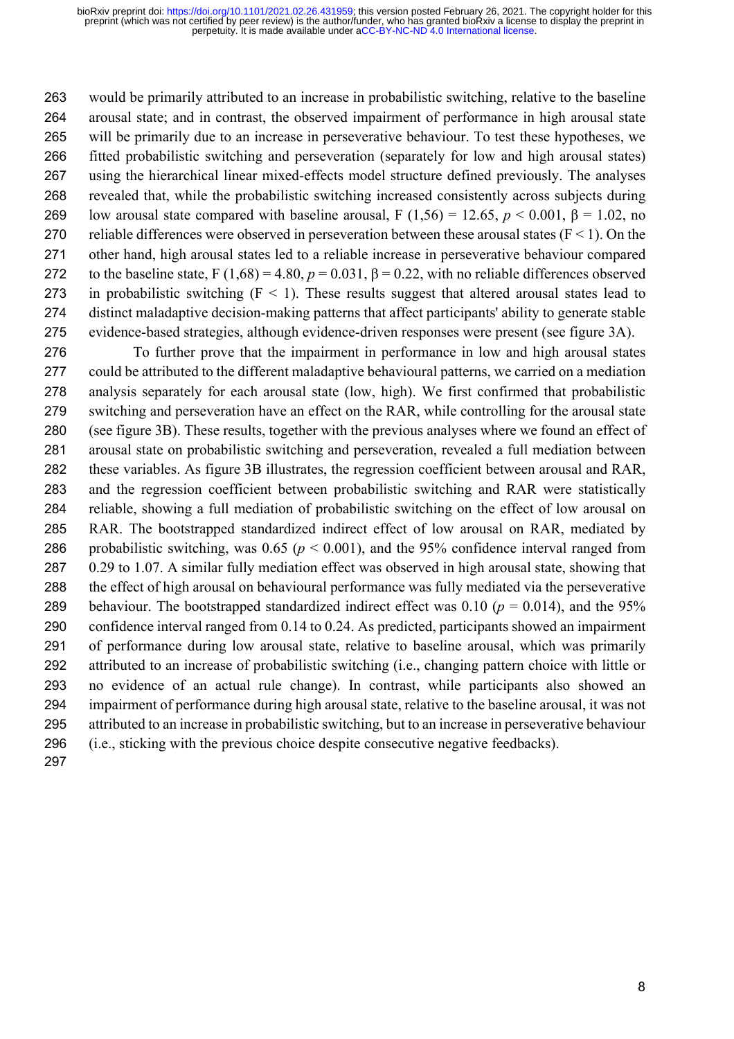would be primarily attributed to an increase in probabilistic switching, relative to the baseline arousal state; and in contrast, the observed impairment of performance in high arousal state will be primarily due to an increase in perseverative behaviour. To test these hypotheses, we fitted probabilistic switching and perseveration (separately for low and high arousal states) using the hierarchical linear mixed-effects model structure defined previously. The analyses revealed that, while the probabilistic switching increased consistently across subjects during low arousal state compared with baseline arousal, $F(1,56) = 12.65$, $p < 0.001$, $\beta = 1.02$, no reliable differences were observed in perseveration between these arousal states ($F < 1$). On the other hand, high arousal states led to a reliable increase in perseverative behaviour compared to the baseline state, $F(1,68) = 4.80$, $p = 0.031$, $\beta = 0.22$, with no reliable differences observed in probabilistic switching ($F < 1$). These results suggest that altered arousal states lead to distinct maladaptive decision-making patterns that affect participants' ability to generate stable evidence-based strategies, although evidence-driven responses were present (see figure 3A).

To further prove that the impairment in performance in low and high arousal states could be attributed to the different maladaptive behavioural patterns, we carried on a mediation analysis separately for each arousal state (low, high). We first confirmed that probabilistic switching and perseveration have an effect on the RAR, while controlling for the arousal state (see figure 3B). These results, together with the previous analyses where we found an effect of arousal state on probabilistic switching and perseveration, revealed a full mediation between these variables. As figure 3B illustrates, the regression coefficient between arousal and RAR, and the regression coefficient between probabilistic switching and RAR were statistically reliable, showing a full mediation of probabilistic switching on the effect of low arousal on RAR. The bootstrapped standardized indirect effect of low arousal on RAR, mediated by probabilistic switching, was 0.65 ($p < 0.001$), and the 95% confidence interval ranged from 0.29 to 1.07. A similar fully mediation effect was observed in high arousal state, showing that the effect of high arousal on behavioural performance was fully mediated via the perseverative behaviour. The bootstrapped standardized indirect effect was 0.10 ($p = 0.014$), and the 95% confidence interval ranged from 0.14 to 0.24. As predicted, participants showed an impairment of performance during low arousal state, relative to baseline arousal, which was primarily attributed to an increase of probabilistic switching (i.e., changing pattern choice with little or no evidence of an actual rule change). In contrast, while participants also showed an impairment of performance during high arousal state, relative to the baseline arousal, it was not attributed to an increase in probabilistic switching, but to an increase in perseverative behaviour (i.e., sticking with the previous choice despite consecutive negative feedbacks).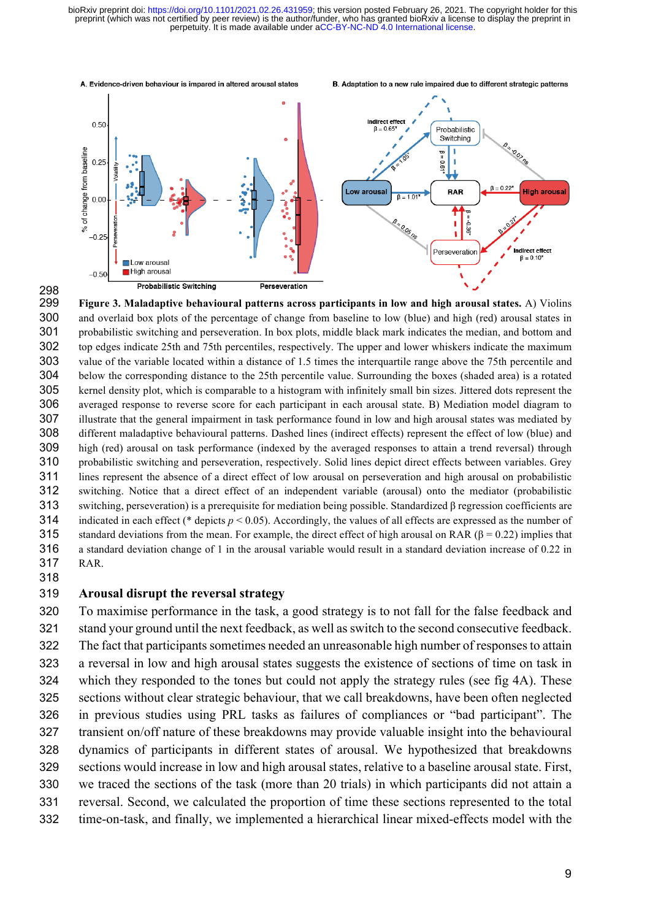**Figure 3. Maladaptive behavioural patterns across participants in low and high arousal states.** A) Violins and overlaid box plots of the percentage of change from baseline to low (blue) and high (red) arousal states in probabilistic switching and perseveration. In box plots, middle black mark indicates the median, and bottom and top edges indicate 25th and 75th percentiles, respectively. The upper and lower whiskers indicate the maximum value of the variable located within a distance of 1.5 times the interquartile range above the 75th percentile and below the corresponding distance to the 25th percentile value. Surrounding the boxes (shaded area) is a rotated kernel density plot, which is comparable to a histogram with infinitely small bin sizes. Jittered dots represent the averaged response to reverse score for each participant in each arousal state. B) Mediation model diagram to illustrate that the general impairment in task performance found in low and high arousal states was mediated by different maladaptive behavioural patterns. Dashed lines (indirect effects) represent the effect of low (blue) and high (red) arousal on task performance (indexed by the averaged responses to attain a trend reversal) through probabilistic switching and perseveration, respectively. Solid lines depict direct effects between variables. Grey lines represent the absence of a direct effect of low arousal on perseveration and high arousal on probabilistic switching. Notice that a direct effect of an independent variable (arousal) onto the mediator (probabilistic switching, perseveration) is a prerequisite for mediation being possible. Standardized β regression coefficients are indicated in each effect (* depicts $p < 0.05$). Accordingly, the values of all effects are expressed as the number of standard deviations from the mean. For example, the direct effect of high arousal on RAR (β = 0.22) implies that a standard deviation change of 1 in the arousal variable would result in a standard deviation increase of 0.22 in RAR.

## Arousal disrupt the reversal strategy

To maximise performance in the task, a good strategy is to not fall for the false feedback and stand your ground until the next feedback, as well as switch to the second consecutive feedback. The fact that participants sometimes needed an unreasonable high number of responses to attain a reversal in low and high arousal states suggests the existence of sections of time on task in which they responded to the tones but could not apply the strategy rules (see fig 4A). These sections without clear strategic behaviour, that we call breakdowns, have been often neglected in previous studies using PRL tasks as failures of compliances or "bad participant". The transient on/off nature of these breakdowns may provide valuable insight into the behavioural dynamics of participants in different states of arousal. We hypothesized that breakdowns sections would increase in low and high arousal states, relative to a baseline arousal state. First, we traced the sections of the task (more than 20 trials) in which participants did not attain a reversal. Second, we calculated the proportion of time these sections represented to the total time-on-task, and finally, we implemented a hierarchical linear mixed-effects model with the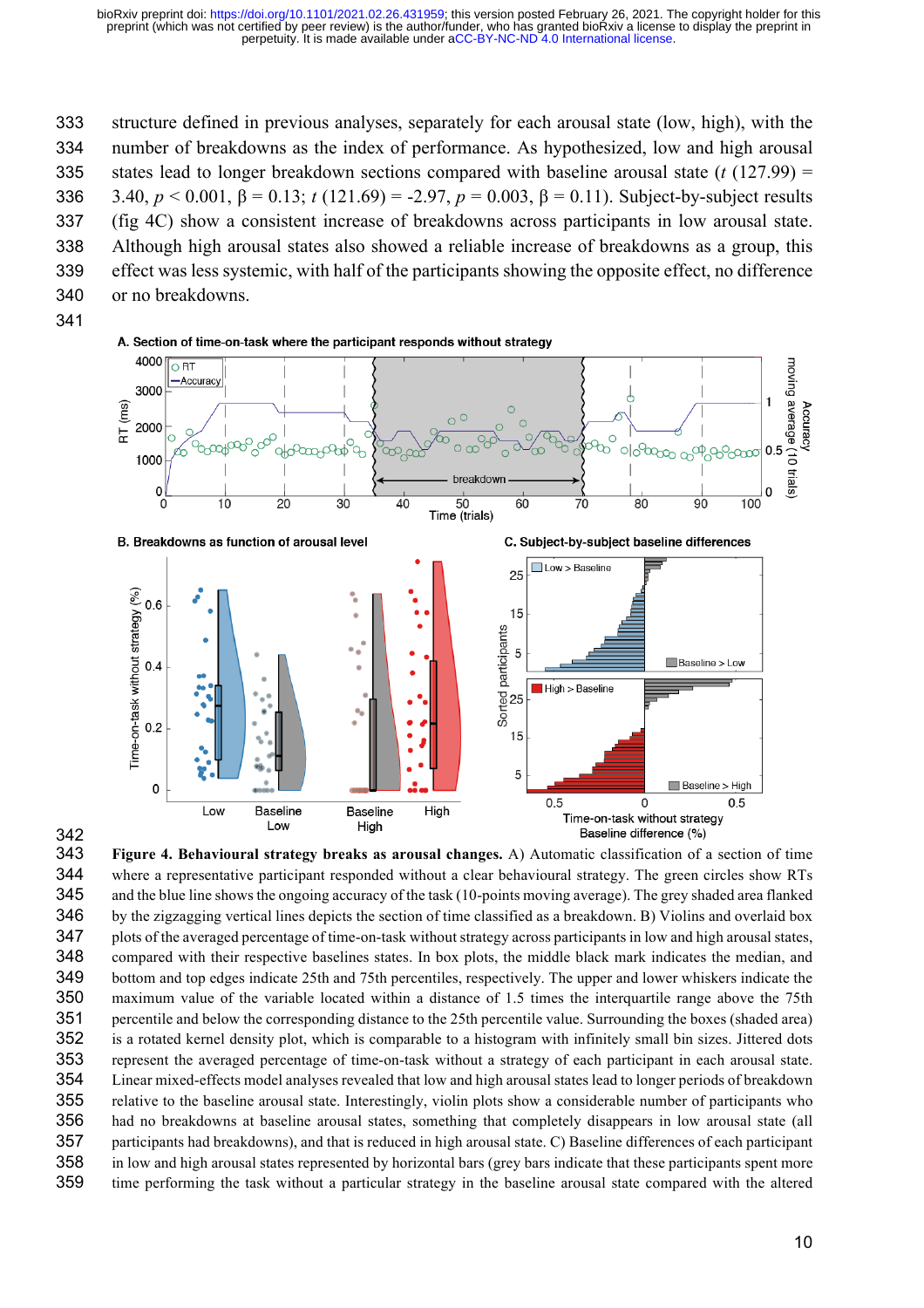structure defined in previous analyses, separately for each arousal state (low, high), with the number of breakdowns as the index of performance. As hypothesized, low and high arousal states lead to longer breakdown sections compared with baseline arousal state ($t$ (127.99) = 3.40, $p$ < 0.001, β = 0.13; $t$ (121.69) = -2.97, $p$ = 0.003, β = 0.11). Subject-by-subject results (fig 4C) show a consistent increase of breakdowns across participants in low arousal state. Although high arousal states also showed a reliable increase of breakdowns as a group, this effect was less systemic, with half of the participants showing the opposite effect, no difference or no breakdowns.

**Figure 4. Behavioural strategy breaks as arousal changes.** A) Automatic classification of a section of time where a representative participant responded without a clear behavioural strategy. The green circles show RTs and the blue line shows the ongoing accuracy of the task (10-points moving average). The grey shaded area flanked by the zigzagging vertical lines depicts the section of time classified as a breakdown. B) Violins and overlaid box plots of the averaged percentage of time-on-task without strategy across participants in low and high arousal states, compared with their respective baselines states. In box plots, the middle black mark indicates the median, and bottom and top edges indicate 25th and 75th percentiles, respectively. The upper and lower whiskers indicate the maximum value of the variable located within a distance of 1.5 times the interquartile range above the 75th percentile and below the corresponding distance to the 25th percentile value. Surrounding the boxes (shaded area) is a rotated kernel density plot, which is comparable to a histogram with infinitely small bin sizes. Jittered dots represent the averaged percentage of time-on-task without a strategy of each participant in each arousal state. Linear mixed-effects model analyses revealed that low and high arousal states lead to longer periods of breakdown relative to the baseline arousal state. Interestingly, violin plots show a considerable number of participants who had no breakdowns at baseline arousal states, something that completely disappears in low arousal state (all participants had breakdowns), and that is reduced in high arousal state. C) Baseline differences of each participant in low and high arousal states represented by horizontal bars (grey bars indicate that these participants spent more time performing the task without a particular strategy in the baseline arousal state compared with the altered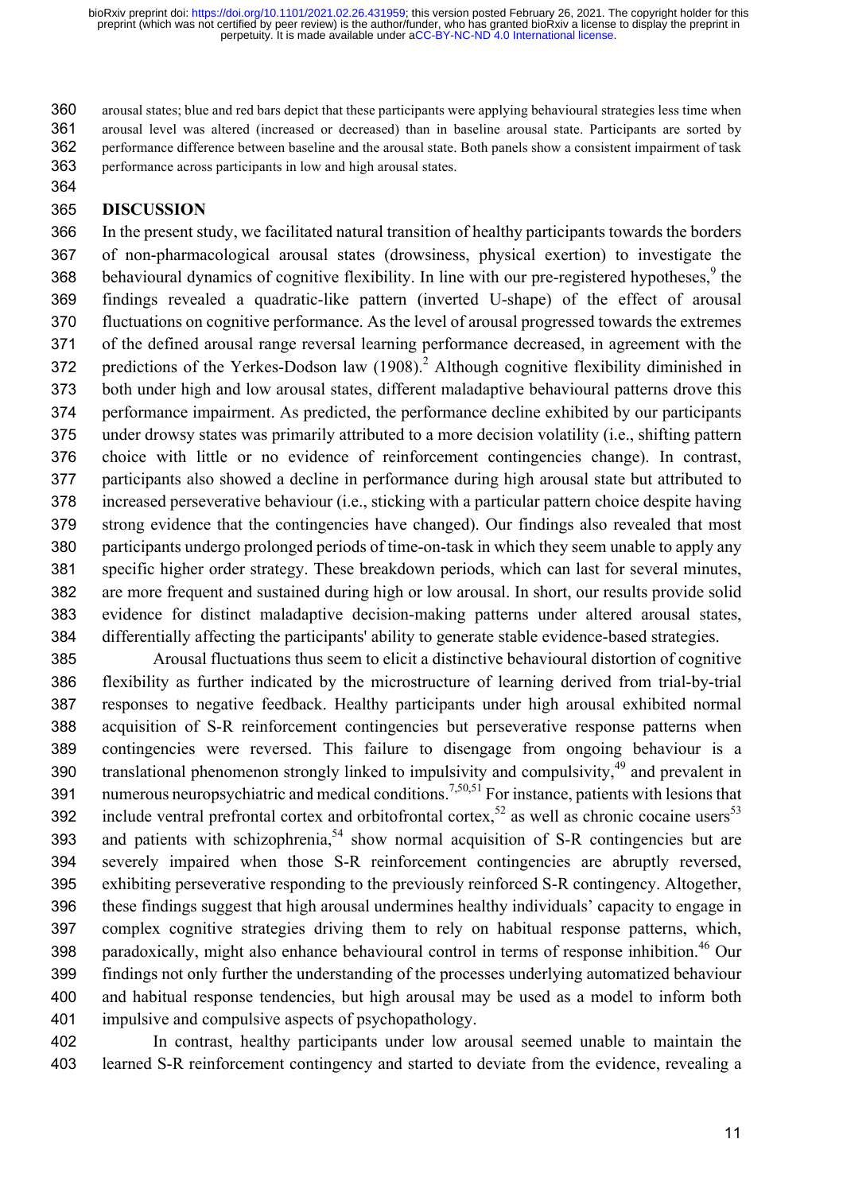arousal states; blue and red bars depict that these participants were applying behavioural strategies less time when arousal level was altered (increased or decreased) than in baseline arousal state. Participants are sorted by performance difference between baseline and the arousal state. Both panels show a consistent impairment of task performance across participants in low and high arousal states.

## DISCUSSION

In the present study, we facilitated natural transition of healthy participants towards the borders of non-pharmacological arousal states (drowsiness, physical exertion) to investigate the behavioural dynamics of cognitive flexibility. In line with our pre-registered hypotheses,[9] the findings revealed a quadratic-like pattern (inverted U-shape) of the effect of arousal fluctuations on cognitive performance. As the level of arousal progressed towards the extremes of the defined arousal range reversal learning performance decreased, in agreement with the predictions of the Yerkes-Dodson law (1908).[2] Although cognitive flexibility diminished in both under high and low arousal states, different maladaptive behavioural patterns drove this performance impairment. As predicted, the performance decline exhibited by our participants under drowsy states was primarily attributed to a more decision volatility (i.e., shifting pattern choice with little or no evidence of reinforcement contingencies change). In contrast, participants also showed a decline in performance during high arousal state but attributed to increased perseverative behaviour (i.e., sticking with a particular pattern choice despite having strong evidence that the contingencies have changed). Our findings also revealed that most participants undergo prolonged periods of time-on-task in which they seem unable to apply any specific higher order strategy. These breakdown periods, which can last for several minutes, are more frequent and sustained during high or low arousal. In short, our results provide solid evidence for distinct maladaptive decision-making patterns under altered arousal states, differentially affecting the participants' ability to generate stable evidence-based strategies.

Arousal fluctuations thus seem to elicit a distinctive behavioural distortion of cognitive flexibility as further indicated by the microstructure of learning derived from trial-by-trial responses to negative feedback. Healthy participants under high arousal exhibited normal acquisition of S-R reinforcement contingencies but perseverative response patterns when contingencies were reversed. This failure to disengage from ongoing behaviour is a translational phenomenon strongly linked to impulsivity and compulsivity,[49] and prevalent in numerous neuropsychiatric and medical conditions.[7,50,51] For instance, patients with lesions that include ventral prefrontal cortex and orbitofrontal cortex,[52] as well as chronic cocaine users[53] and patients with schizophrenia,[54] show normal acquisition of S-R contingencies but are severely impaired when those S-R reinforcement contingencies are abruptly reversed, exhibiting perseverative responding to the previously reinforced S-R contingency. Altogether, these findings suggest that high arousal undermines healthy individuals' capacity to engage in complex cognitive strategies driving them to rely on habitual response patterns, which, paradoxically, might also enhance behavioural control in terms of response inhibition.[46] Our findings not only further the understanding of the processes underlying automatized behaviour and habitual response tendencies, but high arousal may be used as a model to inform both impulsive and compulsive aspects of psychopathology.

In contrast, healthy participants under low arousal seemed unable to maintain the learned S-R reinforcement contingency and started to deviate from the evidence, revealing a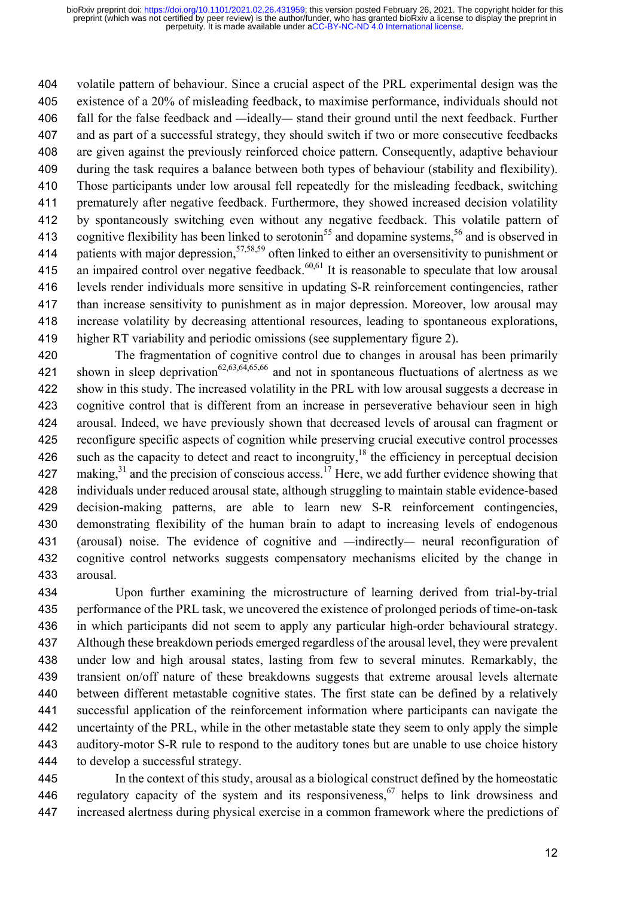volatile pattern of behaviour. Since a crucial aspect of the PRL experimental design was the existence of a 20% of misleading feedback, to maximise performance, individuals should not fall for the false feedback and —ideally— stand their ground until the next feedback. Further and as part of a successful strategy, they should switch if two or more consecutive feedbacks are given against the previously reinforced choice pattern. Consequently, adaptive behaviour during the task requires a balance between both types of behaviour (stability and flexibility). Those participants under low arousal fell repeatedly for the misleading feedback, switching prematurely after negative feedback. Furthermore, they showed increased decision volatility by spontaneously switching even without any negative feedback. This volatile pattern of cognitive flexibility has been linked to serotonin[55] and dopamine systems,[56] and is observed in patients with major depression,[57,58,59] often linked to either an oversensitivity to punishment or an impaired control over negative feedback.[60,61] It is reasonable to speculate that low arousal levels render individuals more sensitive in updating S-R reinforcement contingencies, rather than increase sensitivity to punishment as in major depression. Moreover, low arousal may increase volatility by decreasing attentional resources, leading to spontaneous explorations, higher RT variability and periodic omissions (see supplementary figure 2).

The fragmentation of cognitive control due to changes in arousal has been primarily shown in sleep deprivation[62,63,64,65,66] and not in spontaneous fluctuations of alertness as we show in this study. The increased volatility in the PRL with low arousal suggests a decrease in cognitive control that is different from an increase in perseverative behaviour seen in high arousal. Indeed, we have previously shown that decreased levels of arousal can fragment or reconfigure specific aspects of cognition while preserving crucial executive control processes such as the capacity to detect and react to incongruity,[18] the efficiency in perceptual decision making,[31] and the precision of conscious access.[17] Here, we add further evidence showing that individuals under reduced arousal state, although struggling to maintain stable evidence-based decision-making patterns, are able to learn new S-R reinforcement contingencies, demonstrating flexibility of the human brain to adapt to increasing levels of endogenous (arousal) noise. The evidence of cognitive and —indirectly— neural reconfiguration of cognitive control networks suggests compensatory mechanisms elicited by the change in arousal.

Upon further examining the microstructure of learning derived from trial-by-trial performance of the PRL task, we uncovered the existence of prolonged periods of time-on-task in which participants did not seem to apply any particular high-order behavioural strategy. Although these breakdown periods emerged regardless of the arousal level, they were prevalent under low and high arousal states, lasting from few to several minutes. Remarkably, the transient on/off nature of these breakdowns suggests that extreme arousal levels alternate between different metastable cognitive states. The first state can be defined by a relatively successful application of the reinforcement information where participants can navigate the uncertainty of the PRL, while in the other metastable state they seem to only apply the simple auditory-motor S-R rule to respond to the auditory tones but are unable to use choice history to develop a successful strategy.

In the context of this study, arousal as a biological construct defined by the homeostatic regulatory capacity of the system and its responsiveness,[67] helps to link drowsiness and increased alertness during physical exercise in a common framework where the predictions of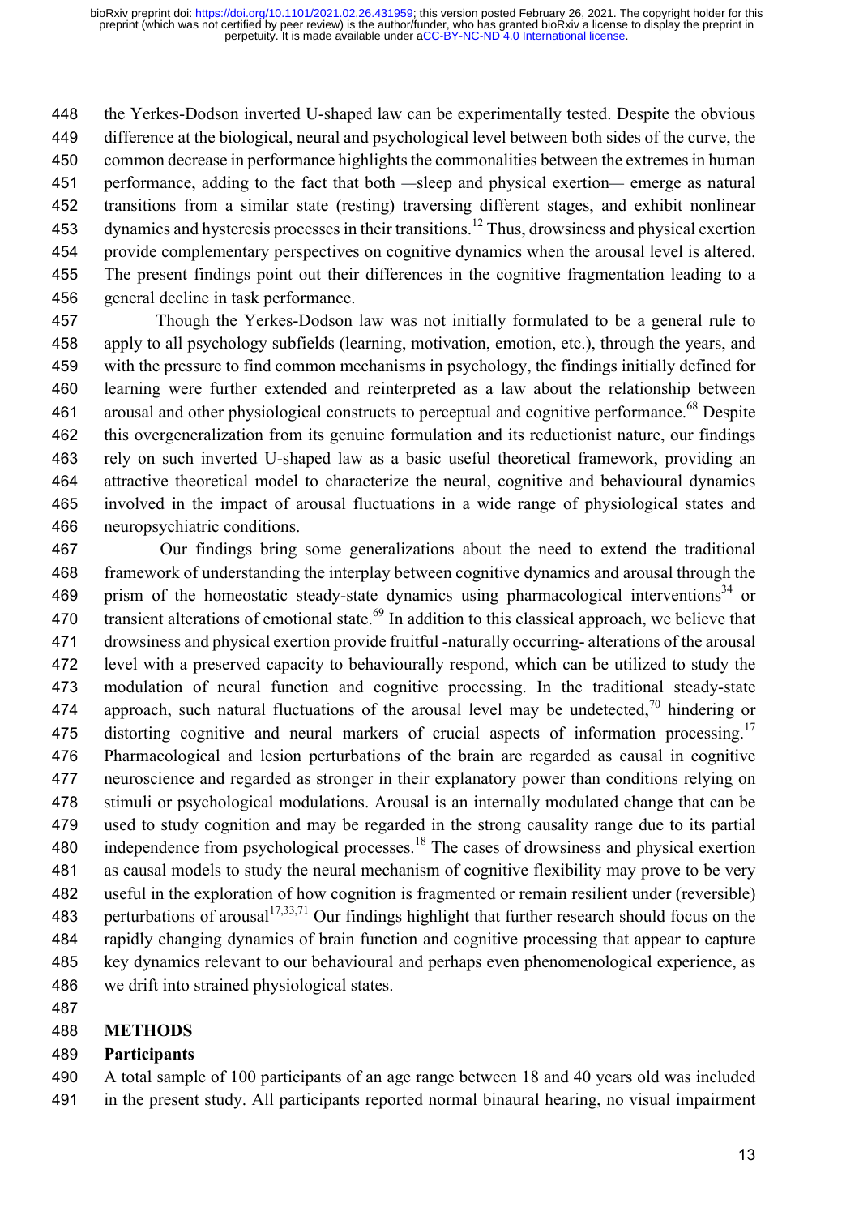the Yerkes-Dodson inverted U-shaped law can be experimentally tested. Despite the obvious difference at the biological, neural and psychological level between both sides of the curve, the common decrease in performance highlights the commonalities between the extremes in human performance, adding to the fact that both —sleep and physical exertion— emerge as natural transitions from a similar state (resting) traversing different stages, and exhibit nonlinear dynamics and hysteresis processes in their transitions.[12] Thus, drowsiness and physical exertion provide complementary perspectives on cognitive dynamics when the arousal level is altered. The present findings point out their differences in the cognitive fragmentation leading to a general decline in task performance.

Though the Yerkes-Dodson law was not initially formulated to be a general rule to apply to all psychology subfields (learning, motivation, emotion, etc.), through the years, and with the pressure to find common mechanisms in psychology, the findings initially defined for learning were further extended and reinterpreted as a law about the relationship between arousal and other physiological constructs to perceptual and cognitive performance.[68] Despite this overgeneralization from its genuine formulation and its reductionist nature, our findings rely on such inverted U-shaped law as a basic useful theoretical framework, providing an attractive theoretical model to characterize the neural, cognitive and behavioural dynamics involved in the impact of arousal fluctuations in a wide range of physiological states and neuropsychiatric conditions.

Our findings bring some generalizations about the need to extend the traditional framework of understanding the interplay between cognitive dynamics and arousal through the prism of the homeostatic steady-state dynamics using pharmacological interventions[34] or transient alterations of emotional state.[69] In addition to this classical approach, we believe that drowsiness and physical exertion provide fruitful -naturally occurring- alterations of the arousal level with a preserved capacity to behaviourally respond, which can be utilized to study the modulation of neural function and cognitive processing. In the traditional steady-state approach, such natural fluctuations of the arousal level may be undetected,[70] hindering or distorting cognitive and neural markers of crucial aspects of information processing.[17] Pharmacological and lesion perturbations of the brain are regarded as causal in cognitive neuroscience and regarded as stronger in their explanatory power than conditions relying on stimuli or psychological modulations. Arousal is an internally modulated change that can be used to study cognition and may be regarded in the strong causality range due to its partial independence from psychological processes.[18] The cases of drowsiness and physical exertion as causal models to study the neural mechanism of cognitive flexibility may prove to be very useful in the exploration of how cognition is fragmented or remain resilient under (reversible) perturbations of arousal[17,33,71] Our findings highlight that further research should focus on the rapidly changing dynamics of brain function and cognitive processing that appear to capture key dynamics relevant to our behavioural and perhaps even phenomenological experience, as we drift into strained physiological states.

## METHODS

### Participants

A total sample of 100 participants of an age range between 18 and 40 years old was included in the present study. All participants reported normal binaural hearing, no visual impairment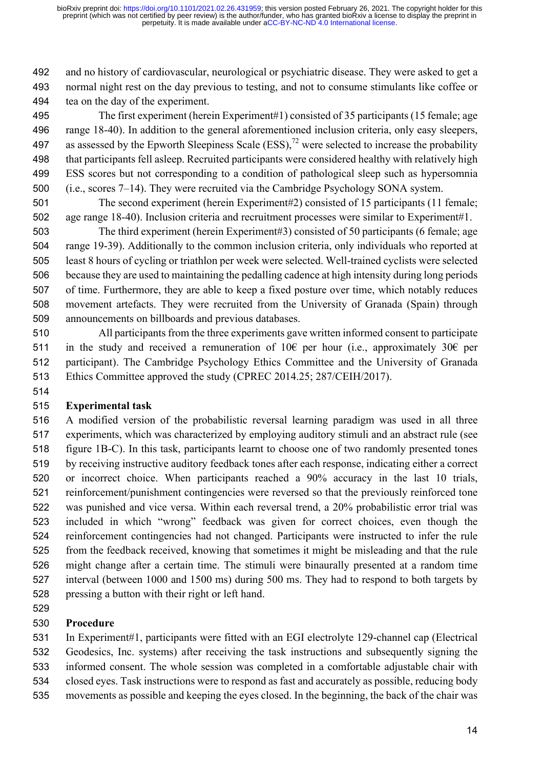and no history of cardiovascular, neurological or psychiatric disease. They were asked to get a normal night rest on the day previous to testing, and not to consume stimulants like coffee or tea on the day of the experiment.

The first experiment (herein Experiment#1) consisted of 35 participants (15 female; age range 18-40). In addition to the general aforementioned inclusion criteria, only easy sleepers, as assessed by the Epworth Sleepiness Scale (ESS),[72] were selected to increase the probability that participants fell asleep. Recruited participants were considered healthy with relatively high ESS scores but not corresponding to a condition of pathological sleep such as hypersomnia (i.e., scores 7–14). They were recruited via the Cambridge Psychology SONA system.

The second experiment (herein Experiment#2) consisted of 15 participants (11 female; age range 18-40). Inclusion criteria and recruitment processes were similar to Experiment#1.

The third experiment (herein Experiment#3) consisted of 50 participants (6 female; age range 19-39). Additionally to the common inclusion criteria, only individuals who reported at least 8 hours of cycling or triathlon per week were selected. Well-trained cyclists were selected because they are used to maintaining the pedalling cadence at high intensity during long periods of time. Furthermore, they are able to keep a fixed posture over time, which notably reduces movement artefacts. They were recruited from the University of Granada (Spain) through announcements on billboards and previous databases.

All participants from the three experiments gave written informed consent to participate in the study and received a remuneration of 10€ per hour (i.e., approximately 30€ per participant). The Cambridge Psychology Ethics Committee and the University of Granada Ethics Committee approved the study (CPREC 2014.25; 287/CEIH/2017).

**Experimental task**

A modified version of the probabilistic reversal learning paradigm was used in all three experiments, which was characterized by employing auditory stimuli and an abstract rule (see figure 1B-C). In this task, participants learnt to choose one of two randomly presented tones by receiving instructive auditory feedback tones after each response, indicating either a correct or incorrect choice. When participants reached a 90% accuracy in the last 10 trials, reinforcement/punishment contingencies were reversed so that the previously reinforced tone was punished and vice versa. Within each reversal trend, a 20% probabilistic error trial was included in which "wrong" feedback was given for correct choices, even though the reinforcement contingencies had not changed. Participants were instructed to infer the rule from the feedback received, knowing that sometimes it might be misleading and that the rule might change after a certain time. The stimuli were binaurally presented at a random time interval (between 1000 and 1500 ms) during 500 ms. They had to respond to both targets by pressing a button with their right or left hand.

**Procedure**

In Experiment#1, participants were fitted with an EGI electrolyte 129-channel cap (Electrical Geodesics, Inc. systems) after receiving the task instructions and subsequently signing the informed consent. The whole session was completed in a comfortable adjustable chair with closed eyes. Task instructions were to respond as fast and accurately as possible, reducing body movements as possible and keeping the eyes closed. In the beginning, the back of the chair was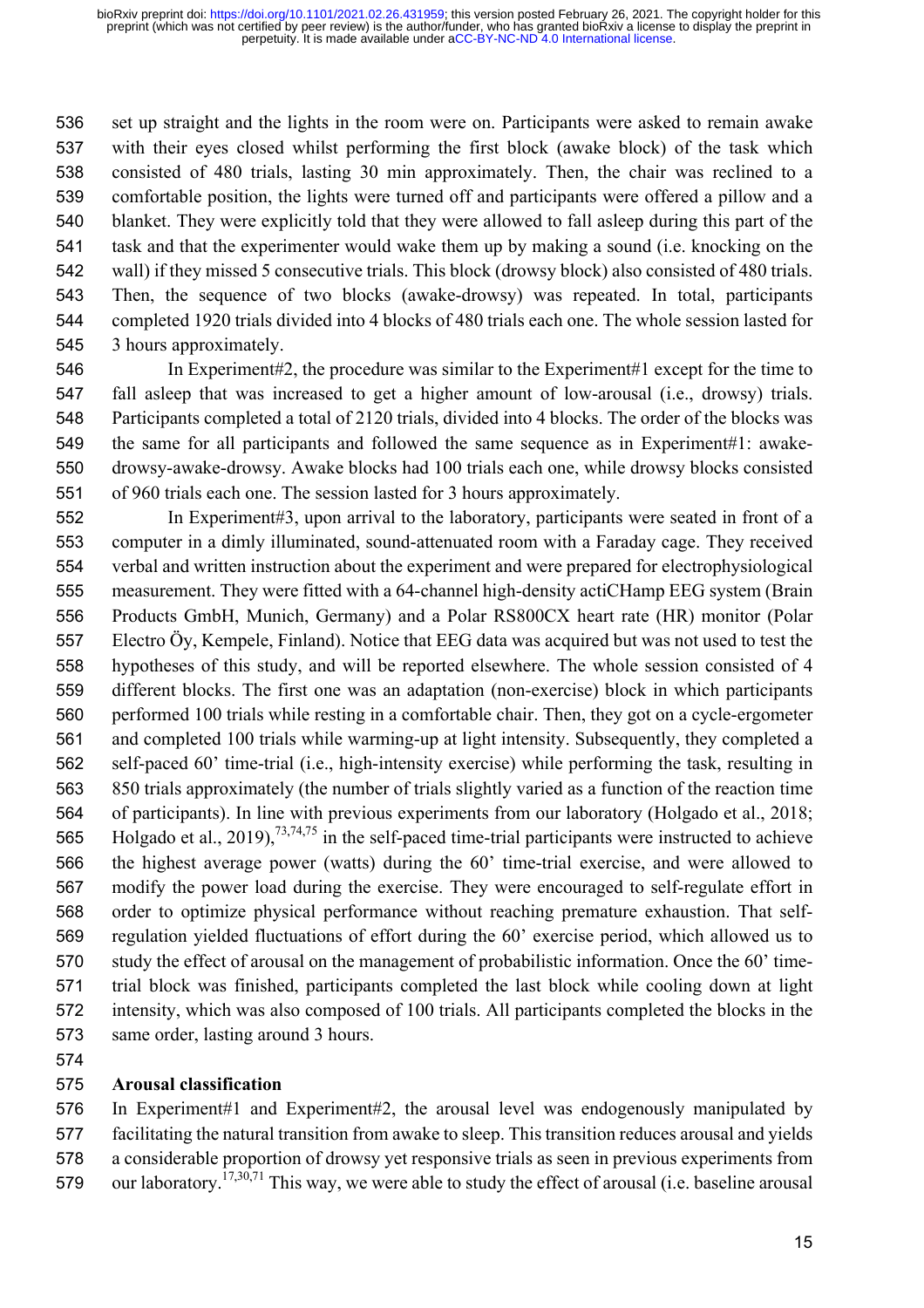set up straight and the lights in the room were on. Participants were asked to remain awake with their eyes closed whilst performing the first block (awake block) of the task which consisted of 480 trials, lasting 30 min approximately. Then, the chair was reclined to a comfortable position, the lights were turned off and participants were offered a pillow and a blanket. They were explicitly told that they were allowed to fall asleep during this part of the task and that the experimenter would wake them up by making a sound (i.e. knocking on the wall) if they missed 5 consecutive trials. This block (drowsy block) also consisted of 480 trials. Then, the sequence of two blocks (awake-drowsy) was repeated. In total, participants completed 1920 trials divided into 4 blocks of 480 trials each one. The whole session lasted for 3 hours approximately.

In Experiment#2, the procedure was similar to the Experiment#1 except for the time to fall asleep that was increased to get a higher amount of low-arousal (i.e., drowsy) trials. Participants completed a total of 2120 trials, divided into 4 blocks. The order of the blocks was the same for all participants and followed the same sequence as in Experiment#1: awake-drowsy-awake-drowsy. Awake blocks had 100 trials each one, while drowsy blocks consisted of 960 trials each one. The session lasted for 3 hours approximately.

In Experiment#3, upon arrival to the laboratory, participants were seated in front of a computer in a dimly illuminated, sound-attenuated room with a Faraday cage. They received verbal and written instruction about the experiment and were prepared for electrophysiological measurement. They were fitted with a 64-channel high-density actiCHamp EEG system (Brain Products GmbH, Munich, Germany) and a Polar RS800CX heart rate (HR) monitor (Polar Electro Öy, Kempele, Finland). Notice that EEG data was acquired but was not used to test the hypotheses of this study, and will be reported elsewhere. The whole session consisted of 4 different blocks. The first one was an adaptation (non-exercise) block in which participants performed 100 trials while resting in a comfortable chair. Then, they got on a cycle-ergometer and completed 100 trials while warming-up at light intensity. Subsequently, they completed a self-paced 60' time-trial (i.e., high-intensity exercise) while performing the task, resulting in 850 trials approximately (the number of trials slightly varied as a function of the reaction time of participants). In line with previous experiments from our laboratory (Holgado et al., 2018; Holgado et al., 2019),[73,74,75] in the self-paced time-trial participants were instructed to achieve the highest average power (watts) during the 60' time-trial exercise, and were allowed to modify the power load during the exercise. They were encouraged to self-regulate effort in order to optimize physical performance without reaching premature exhaustion. That self-regulation yielded fluctuations of effort during the 60' exercise period, which allowed us to study the effect of arousal on the management of probabilistic information. Once the 60' time-trial block was finished, participants completed the last block while cooling down at light intensity, which was also composed of 100 trials. All participants completed the blocks in the same order, lasting around 3 hours.

## Arousal classification

In Experiment#1 and Experiment#2, the arousal level was endogenously manipulated by facilitating the natural transition from awake to sleep. This transition reduces arousal and yields a considerable proportion of drowsy yet responsive trials as seen in previous experiments from our laboratory.[17,30,71] This way, we were able to study the effect of arousal (i.e. baseline arousal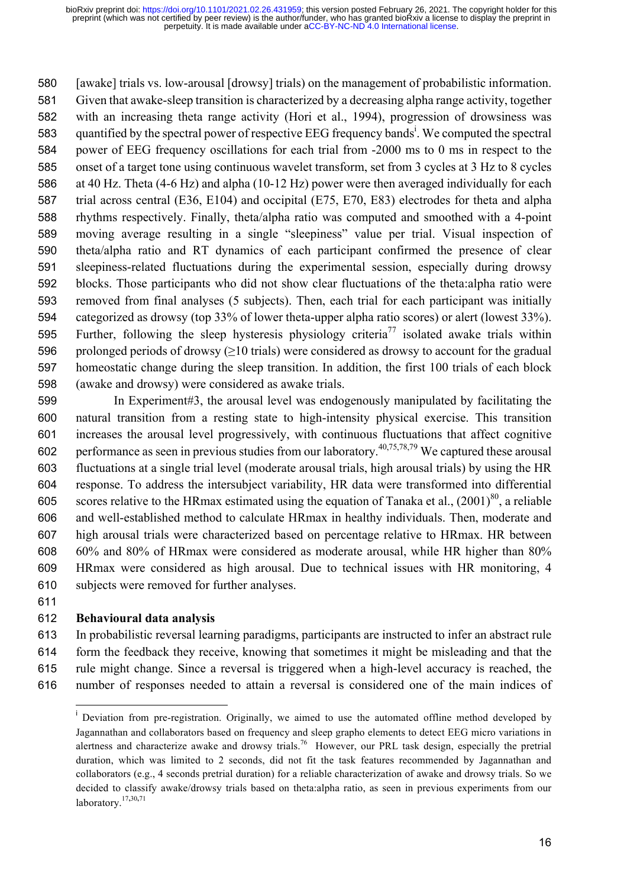[awake] trials vs. low-arousal [drowsy] trials) on the management of probabilistic information. Given that awake-sleep transition is characterized by a decreasing alpha range activity, together with an increasing theta range activity (Hori et al., 1994), progression of drowsiness was quantified by the spectral power of respective EEG frequency bands[i]. We computed the spectral power of EEG frequency oscillations for each trial from -2000 ms to 0 ms in respect to the onset of a target tone using continuous wavelet transform, set from 3 cycles at 3 Hz to 8 cycles at 40 Hz. Theta (4-6 Hz) and alpha (10-12 Hz) power were then averaged individually for each trial across central (E36, E104) and occipital (E75, E70, E83) electrodes for theta and alpha rhythms respectively. Finally, theta/alpha ratio was computed and smoothed with a 4-point moving average resulting in a single "sleepiness" value per trial. Visual inspection of theta/alpha ratio and RT dynamics of each participant confirmed the presence of clear sleepiness-related fluctuations during the experimental session, especially during drowsy blocks. Those participants who did not show clear fluctuations of the theta:alpha ratio were removed from final analyses (5 subjects). Then, each trial for each participant was initially categorized as drowsy (top 33% of lower theta-upper alpha ratio scores) or alert (lowest 33%). Further, following the sleep hysteresis physiology criteria[77] isolated awake trials within prolonged periods of drowsy (≥10 trials) were considered as drowsy to account for the gradual homeostatic change during the sleep transition. In addition, the first 100 trials of each block (awake and drowsy) were considered as awake trials.

In Experiment#3, the arousal level was endogenously manipulated by facilitating the natural transition from a resting state to high-intensity physical exercise. This transition increases the arousal level progressively, with continuous fluctuations that affect cognitive performance as seen in previous studies from our laboratory.[40,75,78,79] We captured these arousal fluctuations at a single trial level (moderate arousal trials, high arousal trials) by using the HR response. To address the intersubject variability, HR data were transformed into differential scores relative to the HRmax estimated using the equation of Tanaka et al., (2001)[80], a reliable and well-established method to calculate HRmax in healthy individuals. Then, moderate and high arousal trials were characterized based on percentage relative to HRmax. HR between 60% and 80% of HRmax were considered as moderate arousal, while HR higher than 80% HRmax were considered as high arousal. Due to technical issues with HR monitoring, 4 subjects were removed for further analyses.

### Behavioural data analysis

In probabilistic reversal learning paradigms, participants are instructed to infer an abstract rule form the feedback they receive, knowing that sometimes it might be misleading and that the rule might change. Since a reversal is triggered when a high-level accuracy is reached, the number of responses needed to attain a reversal is considered one of the main indices of

---

[i] Deviation from pre-registration. Originally, we aimed to use the automated offline method developed by Jagannathan and collaborators based on frequency and sleep grapho elements to detect EEG micro variations in alertness and characterize awake and drowsy trials.[76] However, our PRL task design, especially the pretrial duration, which was limited to 2 seconds, did not fit the task features recommended by Jagannathan and collaborators (e.g., 4 seconds pretrial duration) for a reliable characterization of awake and drowsy trials. So we decided to classify awake/drowsy trials based on theta:alpha ratio, as seen in previous experiments from our laboratory.[17,30,71]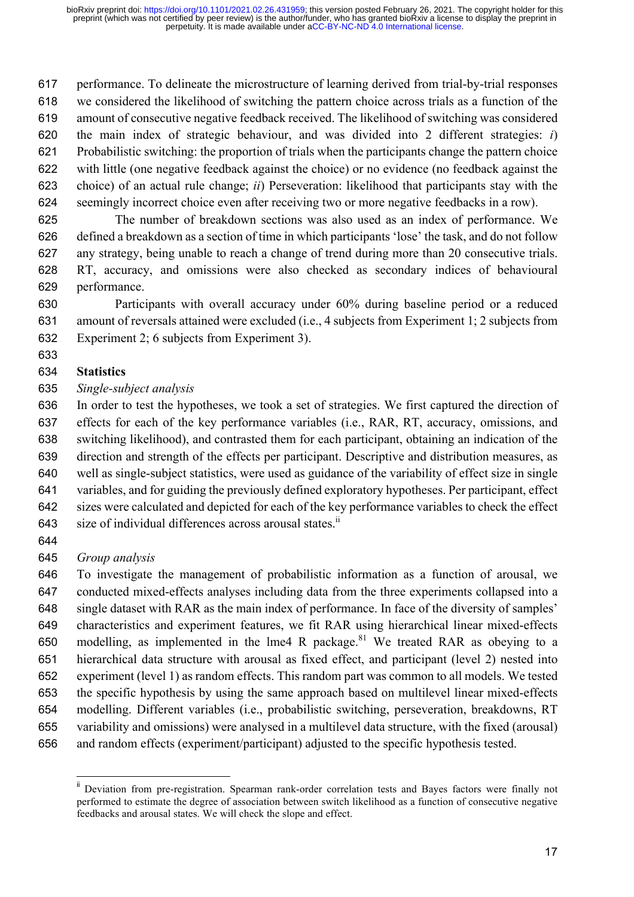performance. To delineate the microstructure of learning derived from trial-by-trial responses we considered the likelihood of switching the pattern choice across trials as a function of the amount of consecutive negative feedback received. The likelihood of switching was considered the main index of strategic behaviour, and was divided into 2 different strategies: *i*) Probabilistic switching: the proportion of trials when the participants change the pattern choice with little (one negative feedback against the choice) or no evidence (no feedback against the choice) of an actual rule change; *ii*) Perseveration: likelihood that participants stay with the seemingly incorrect choice even after receiving two or more negative feedbacks in a row).

The number of breakdown sections was also used as an index of performance. We defined a breakdown as a section of time in which participants 'lose' the task, and do not follow any strategy, being unable to reach a change of trend during more than 20 consecutive trials. RT, accuracy, and omissions were also checked as secondary indices of behavioural performance.

Participants with overall accuracy under 60% during baseline period or a reduced amount of reversals attained were excluded (i.e., 4 subjects from Experiment 1; 2 subjects from Experiment 2; 6 subjects from Experiment 3).

**Statistics**

*Single-subject analysis*

In order to test the hypotheses, we took a set of strategies. We first captured the direction of effects for each of the key performance variables (i.e., RAR, RT, accuracy, omissions, and switching likelihood), and contrasted them for each participant, obtaining an indication of the direction and strength of the effects per participant. Descriptive and distribution measures, as well as single-subject statistics, were used as guidance of the variability of effect size in single variables, and for guiding the previously defined exploratory hypotheses. Per participant, effect sizes were calculated and depicted for each of the key performance variables to check the effect size of individual differences across arousal states.[ii]

*Group analysis*

To investigate the management of probabilistic information as a function of arousal, we conducted mixed-effects analyses including data from the three experiments collapsed into a single dataset with RAR as the main index of performance. In face of the diversity of samples' characteristics and experiment features, we fit RAR using hierarchical linear mixed-effects modelling, as implemented in the lme4 R package.[81] We treated RAR as obeying to a hierarchical data structure with arousal as fixed effect, and participant (level 2) nested into experiment (level 1) as random effects. This random part was common to all models. We tested the specific hypothesis by using the same approach based on multilevel linear mixed-effects modelling. Different variables (i.e., probabilistic switching, perseveration, breakdowns, RT variability and omissions) were analysed in a multilevel data structure, with the fixed (arousal) and random effects (experiment/participant) adjusted to the specific hypothesis tested.

---

[ii] Deviation from pre-registration. Spearman rank-order correlation tests and Bayes factors were finally not performed to estimate the degree of association between switch likelihood as a function of consecutive negative feedbacks and arousal states. We will check the slope and effect.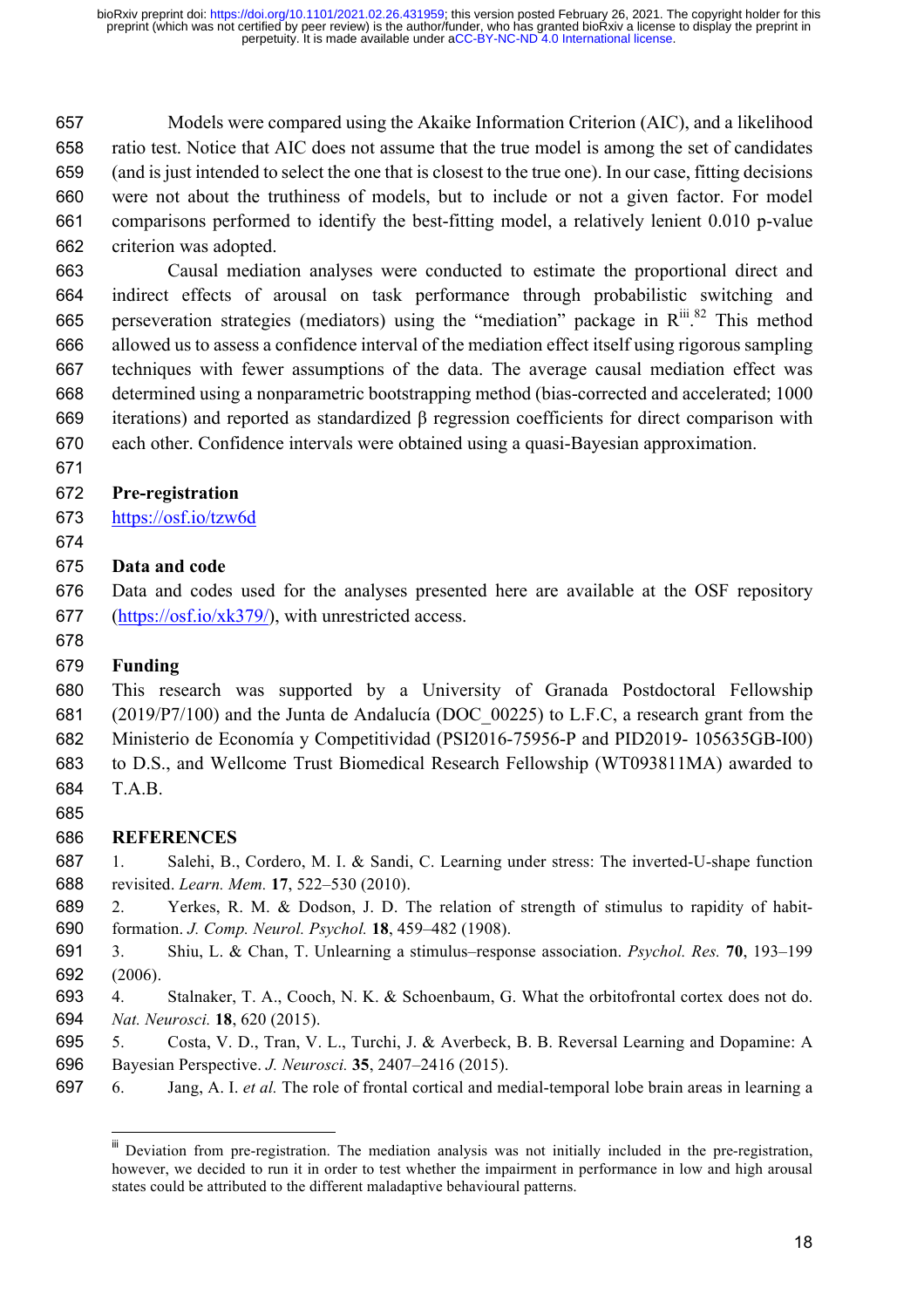Models were compared using the Akaike Information Criterion (AIC), and a likelihood ratio test. Notice that AIC does not assume that the true model is among the set of candidates (and is just intended to select the one that is closest to the true one). In our case, fitting decisions were not about the truthiness of models, but to include or not a given factor. For model comparisons performed to identify the best-fitting model, a relatively lenient 0.010 p-value criterion was adopted.

Causal mediation analyses were conducted to estimate the proportional direct and indirect effects of arousal on task performance through probabilistic switching and perseveration strategies (mediators) using the "mediation" package in R[iii].[82] This method allowed us to assess a confidence interval of the mediation effect itself using rigorous sampling techniques with fewer assumptions of the data. The average causal mediation effect was determined using a nonparametric bootstrapping method (bias-corrected and accelerated; 1000 iterations) and reported as standardized β regression coefficients for direct comparison with each other. Confidence intervals were obtained using a quasi-Bayesian approximation.

**Pre-registration**

https://osf.io/tzw6d

**Data and code**

Data and codes used for the analyses presented here are available at the OSF repository (https://osf.io/xk379/), with unrestricted access.

**Funding**

This research was supported by a University of Granada Postdoctoral Fellowship (2019/P7/100) and the Junta de Andalucía (DOC_00225) to L.F.C, a research grant from the Ministerio de Economía y Competitividad (PSI2016-75956-P and PID2019- 105635GB-I00) to D.S., and Wellcome Trust Biomedical Research Fellowship (WT093811MA) awarded to T.A.B.

## REFERENCES

1. Salehi, B., Cordero, M. I. & Sandi, C. Learning under stress: The inverted-U-shape function revisited. *Learn. Mem.* **17**, 522–530 (2010).
2. Yerkes, R. M. & Dodson, J. D. The relation of strength of stimulus to rapidity of habit-formation. *J. Comp. Neurol. Psychol.* **18**, 459–482 (1908).
3. Shiu, L. & Chan, T. Unlearning a stimulus–response association. *Psychol. Res.* **70**, 193–199 (2006).
4. Stalnaker, T. A., Cooch, N. K. & Schoenbaum, G. What the orbitofrontal cortex does not do. *Nat. Neurosci.* **18**, 620 (2015).
5. Costa, V. D., Tran, V. L., Turchi, J. & Averbeck, B. B. Reversal Learning and Dopamine: A Bayesian Perspective. *J. Neurosci.* **35**, 2407–2416 (2015).
6. Jang, A. I. *et al.* The role of frontal cortical and medial-temporal lobe brain areas in learning a

[iii] Deviation from pre-registration. The mediation analysis was not initially included in the pre-registration, however, we decided to run it in order to test whether the impairment in performance in low and high arousal states could be attributed to the different maladaptive behavioural patterns.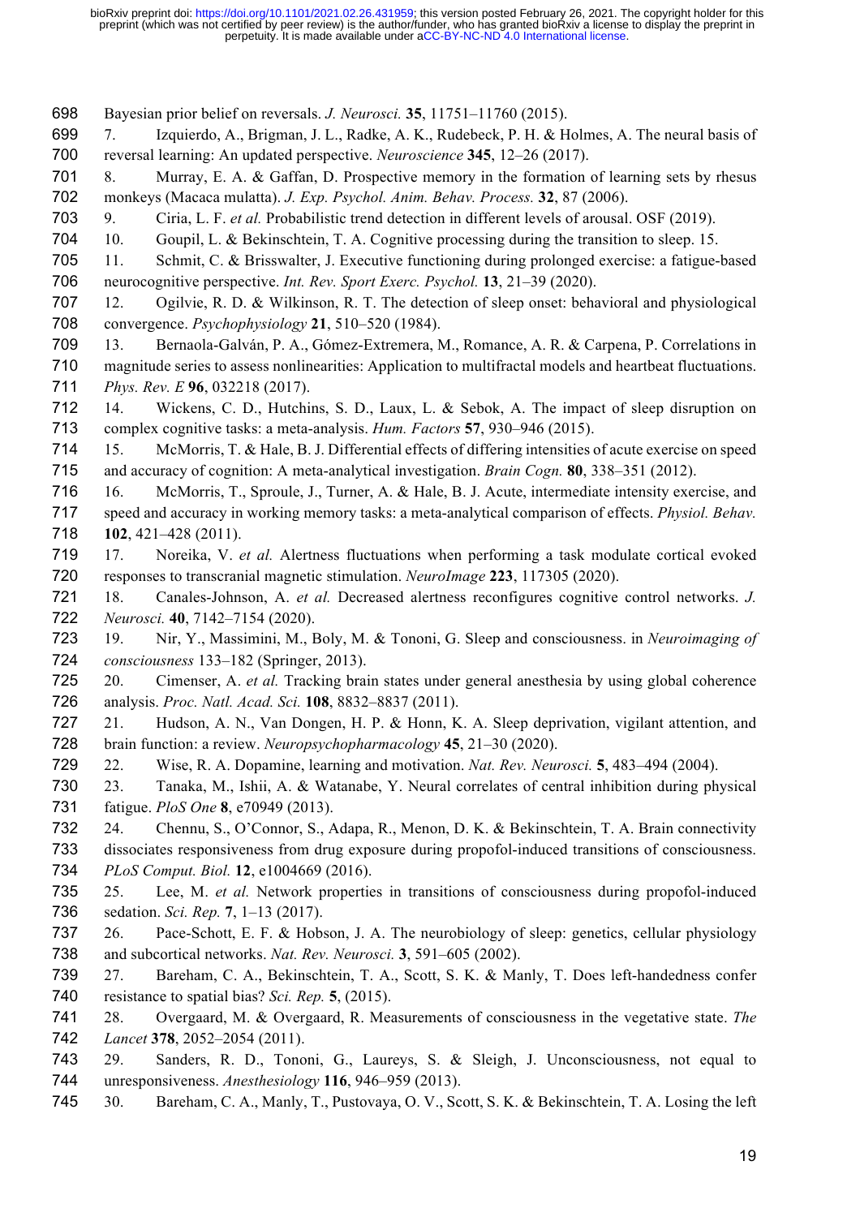Bayesian prior belief on reversals. *J. Neurosci.* **35**, 11751–11760 (2015).

7. Izquierdo, A., Brigman, J. L., Radke, A. K., Rudebeck, P. H. & Holmes, A. The neural basis of reversal learning: An updated perspective. *Neuroscience* **345**, 12–26 (2017).
8. Murray, E. A. & Gaffan, D. Prospective memory in the formation of learning sets by rhesus monkeys (Macaca mulatta). *J. Exp. Psychol. Anim. Behav. Process.* **32**, 87 (2006).
9. Ciria, L. F. *et al.* Probabilistic trend detection in different levels of arousal. OSF (2019).
10. Goupil, L. & Bekinschtein, T. A. Cognitive processing during the transition to sleep. 15.
11. Schmit, C. & Brisswalter, J. Executive functioning during prolonged exercise: a fatigue-based neurocognitive perspective. *Int. Rev. Sport Exerc. Psychol.* **13**, 21–39 (2020).
12. Ogilvie, R. D. & Wilkinson, R. T. The detection of sleep onset: behavioral and physiological convergence. *Psychophysiology* **21**, 510–520 (1984).
13. Bernaola-Galván, P. A., Gómez-Extremera, M., Romance, A. R. & Carpena, P. Correlations in magnitude series to assess nonlinearities: Application to multifractal models and heartbeat fluctuations. *Phys. Rev. E* **96**, 032218 (2017).
14. Wickens, C. D., Hutchins, S. D., Laux, L. & Sebok, A. The impact of sleep disruption on complex cognitive tasks: a meta-analysis. *Hum. Factors* **57**, 930–946 (2015).
15. McMorris, T. & Hale, B. J. Differential effects of differing intensities of acute exercise on speed and accuracy of cognition: A meta-analytical investigation. *Brain Cogn.* **80**, 338–351 (2012).
16. McMorris, T., Sproule, J., Turner, A. & Hale, B. J. Acute, intermediate intensity exercise, and speed and accuracy in working memory tasks: a meta-analytical comparison of effects. *Physiol. Behav.* **102**, 421–428 (2011).
17. Noreika, V. *et al.* Alertness fluctuations when performing a task modulate cortical evoked responses to transcranial magnetic stimulation. *NeuroImage* **223**, 117305 (2020).
18. Canales-Johnson, A. *et al.* Decreased alertness reconfigures cognitive control networks. *J. Neurosci.* **40**, 7142–7154 (2020).
19. Nir, Y., Massimini, M., Boly, M. & Tononi, G. Sleep and consciousness. in *Neuroimaging of consciousness* 133–182 (Springer, 2013).
20. Cimenser, A. *et al.* Tracking brain states under general anesthesia by using global coherence analysis. *Proc. Natl. Acad. Sci.* **108**, 8832–8837 (2011).
21. Hudson, A. N., Van Dongen, H. P. & Honn, K. A. Sleep deprivation, vigilant attention, and brain function: a review. *Neuropsychopharmacology* **45**, 21–30 (2020).
22. Wise, R. A. Dopamine, learning and motivation. *Nat. Rev. Neurosci.* **5**, 483–494 (2004).
23. Tanaka, M., Ishii, A. & Watanabe, Y. Neural correlates of central inhibition during physical fatigue. *PloS One* **8**, e70949 (2013).
24. Chennu, S., O'Connor, S., Adapa, R., Menon, D. K. & Bekinschtein, T. A. Brain connectivity dissociates responsiveness from drug exposure during propofol-induced transitions of consciousness. *PLoS Comput. Biol.* **12**, e1004669 (2016).
25. Lee, M. *et al.* Network properties in transitions of consciousness during propofol-induced sedation. *Sci. Rep.* **7**, 1–13 (2017).
26. Pace-Schott, E. F. & Hobson, J. A. The neurobiology of sleep: genetics, cellular physiology and subcortical networks. *Nat. Rev. Neurosci.* **3**, 591–605 (2002).
27. Bareham, C. A., Bekinschtein, T. A., Scott, S. K. & Manly, T. Does left-handedness confer resistance to spatial bias? *Sci. Rep.* **5**, (2015).
28. Overgaard, M. & Overgaard, R. Measurements of consciousness in the vegetative state. *The Lancet* **378**, 2052–2054 (2011).
29. Sanders, R. D., Tononi, G., Laureys, S. & Sleigh, J. Unconsciousness, not equal to unresponsiveness. *Anesthesiology* **116**, 946–959 (2013).
30. Bareham, C. A., Manly, T., Pustovaya, O. V., Scott, S. K. & Bekinschtein, T. A. Losing the left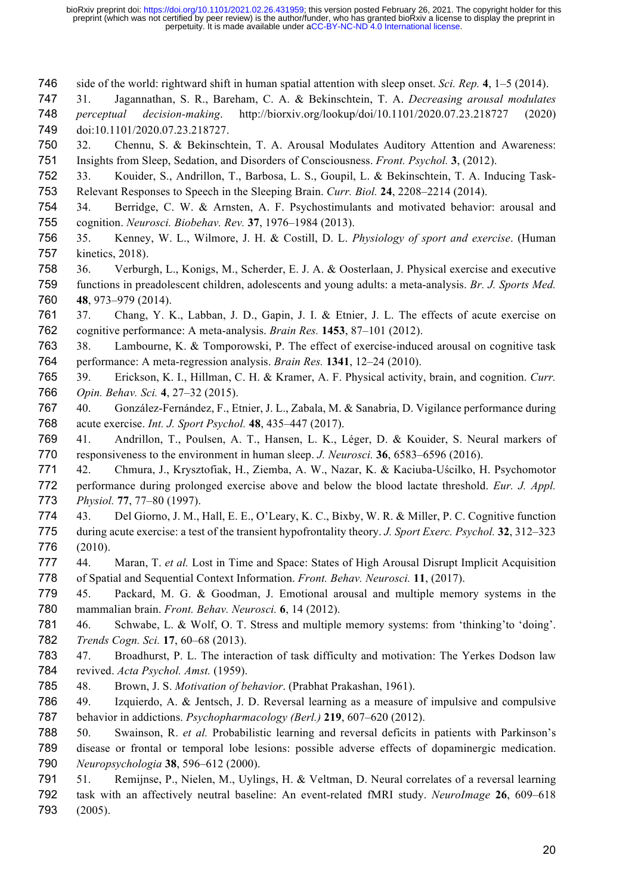side of the world: rightward shift in human spatial attention with sleep onset. *Sci. Rep.* **4**, 1–5 (2014).

31. Jagannathan, S. R., Bareham, C. A. & Bekinschtein, T. A. *Decreasing arousal modulates perceptual decision-making*. http://biorxiv.org/lookup/doi/10.1101/2020.07.23.218727 (2020) doi:10.1101/2020.07.23.218727.

32. Chennu, S. & Bekinschtein, T. A. Arousal Modulates Auditory Attention and Awareness: Insights from Sleep, Sedation, and Disorders of Consciousness. *Front. Psychol.* **3**, (2012).

33. Kouider, S., Andrillon, T., Barbosa, L. S., Goupil, L. & Bekinschtein, T. A. Inducing Task-Relevant Responses to Speech in the Sleeping Brain. *Curr. Biol.* **24**, 2208–2214 (2014).

34. Berridge, C. W. & Arnsten, A. F. Psychostimulants and motivated behavior: arousal and cognition. *Neurosci. Biobehav. Rev.* **37**, 1976–1984 (2013).

35. Kenney, W. L., Wilmore, J. H. & Costill, D. L. *Physiology of sport and exercise*. (Human kinetics, 2018).

36. Verburgh, L., Konigs, M., Scherder, E. J. A. & Oosterlaan, J. Physical exercise and executive functions in preadolescent children, adolescents and young adults: a meta-analysis. *Br. J. Sports Med.* **48**, 973–979 (2014).

37. Chang, Y. K., Labban, J. D., Gapin, J. I. & Etnier, J. L. The effects of acute exercise on cognitive performance: A meta-analysis. *Brain Res.* **1453**, 87–101 (2012).

38. Lambourne, K. & Tomporowski, P. The effect of exercise-induced arousal on cognitive task performance: A meta-regression analysis. *Brain Res.* **1341**, 12–24 (2010).

39. Erickson, K. I., Hillman, C. H. & Kramer, A. F. Physical activity, brain, and cognition. *Curr. Opin. Behav. Sci.* **4**, 27–32 (2015).

40. González-Fernández, F., Etnier, J. L., Zabala, M. & Sanabria, D. Vigilance performance during acute exercise. *Int. J. Sport Psychol.* **48**, 435–447 (2017).

41. Andrillon, T., Poulsen, A. T., Hansen, L. K., Léger, D. & Kouider, S. Neural markers of responsiveness to the environment in human sleep. *J. Neurosci.* **36**, 6583–6596 (2016).

42. Chmura, J., Krysztofiak, H., Ziemba, A. W., Nazar, K. & Kaciuba-Uścilko, H. Psychomotor performance during prolonged exercise above and below the blood lactate threshold. *Eur. J. Appl. Physiol.* **77**, 77–80 (1997).

43. Del Giorno, J. M., Hall, E. E., O'Leary, K. C., Bixby, W. R. & Miller, P. C. Cognitive function during acute exercise: a test of the transient hypofrontality theory. *J. Sport Exerc. Psychol.* **32**, 312–323 (2010).

44. Maran, T. *et al.* Lost in Time and Space: States of High Arousal Disrupt Implicit Acquisition of Spatial and Sequential Context Information. *Front. Behav. Neurosci.* **11**, (2017).

45. Packard, M. G. & Goodman, J. Emotional arousal and multiple memory systems in the mammalian brain. *Front. Behav. Neurosci.* **6**, 14 (2012).

46. Schwabe, L. & Wolf, O. T. Stress and multiple memory systems: from 'thinking'to 'doing'. *Trends Cogn. Sci.* **17**, 60–68 (2013).

47. Broadhurst, P. L. The interaction of task difficulty and motivation: The Yerkes Dodson law revived. *Acta Psychol. Amst.* (1959).

48. Brown, J. S. *Motivation of behavior*. (Prabhat Prakashan, 1961).

49. Izquierdo, A. & Jentsch, J. D. Reversal learning as a measure of impulsive and compulsive behavior in addictions. *Psychopharmacology (Berl.)* **219**, 607–620 (2012).

50. Swainson, R. *et al.* Probabilistic learning and reversal deficits in patients with Parkinson's disease or frontal or temporal lobe lesions: possible adverse effects of dopaminergic medication. *Neuropsychologia* **38**, 596–612 (2000).

51. Remijnse, P., Nielen, M., Uylings, H. & Veltman, D. Neural correlates of a reversal learning task with an affectively neutral baseline: An event-related fMRI study. *NeuroImage* **26**, 609–618 (2005).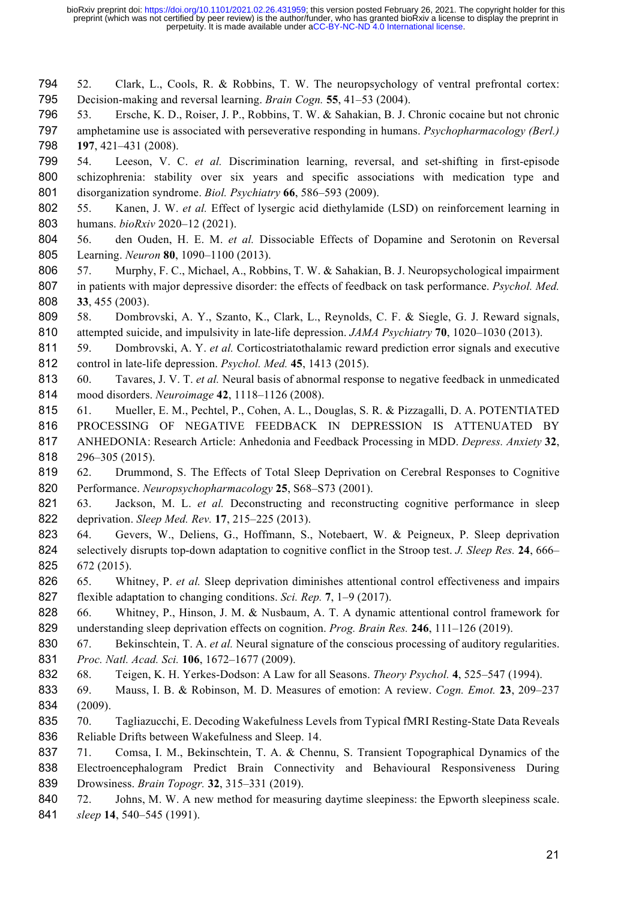52. Clark, L., Cools, R. & Robbins, T. W. The neuropsychology of ventral prefrontal cortex: Decision-making and reversal learning. *Brain Cogn.* **55**, 41–53 (2004).

53. Ersche, K. D., Roiser, J. P., Robbins, T. W. & Sahakian, B. J. Chronic cocaine but not chronic amphetamine use is associated with perseverative responding in humans. *Psychopharmacology (Berl.)* **197**, 421–431 (2008).

54. Leeson, V. C. *et al.* Discrimination learning, reversal, and set-shifting in first-episode schizophrenia: stability over six years and specific associations with medication type and disorganization syndrome. *Biol. Psychiatry* **66**, 586–593 (2009).

55. Kanen, J. W. *et al.* Effect of lysergic acid diethylamide (LSD) on reinforcement learning in humans. *bioRxiv* 2020–12 (2021).

56. den Ouden, H. E. M. *et al.* Dissociable Effects of Dopamine and Serotonin on Reversal Learning. *Neuron* **80**, 1090–1100 (2013).

57. Murphy, F. C., Michael, A., Robbins, T. W. & Sahakian, B. J. Neuropsychological impairment in patients with major depressive disorder: the effects of feedback on task performance. *Psychol. Med.* **33**, 455 (2003).

58. Dombrovski, A. Y., Szanto, K., Clark, L., Reynolds, C. F. & Siegle, G. J. Reward signals, attempted suicide, and impulsivity in late-life depression. *JAMA Psychiatry* **70**, 1020–1030 (2013).

59. Dombrovski, A. Y. *et al.* Corticostriatothalamic reward prediction error signals and executive control in late-life depression. *Psychol. Med.* **45**, 1413 (2015).

60. Tavares, J. V. T. *et al.* Neural basis of abnormal response to negative feedback in unmedicated mood disorders. *Neuroimage* **42**, 1118–1126 (2008).

61. Mueller, E. M., Pechtel, P., Cohen, A. L., Douglas, S. R. & Pizzagalli, D. A. POTENTIATED PROCESSING OF NEGATIVE FEEDBACK IN DEPRESSION IS ATTENUATED BY ANHEDONIA: Research Article: Anhedonia and Feedback Processing in MDD. *Depress. Anxiety* **32**, 296–305 (2015).

62. Drummond, S. The Effects of Total Sleep Deprivation on Cerebral Responses to Cognitive Performance. *Neuropsychopharmacology* **25**, S68–S73 (2001).

63. Jackson, M. L. *et al.* Deconstructing and reconstructing cognitive performance in sleep deprivation. *Sleep Med. Rev.* **17**, 215–225 (2013).

64. Gevers, W., Deliens, G., Hoffmann, S., Notebaert, W. & Peigneux, P. Sleep deprivation selectively disrupts top-down adaptation to cognitive conflict in the Stroop test. *J. Sleep Res.* **24**, 666–672 (2015).

65. Whitney, P. *et al.* Sleep deprivation diminishes attentional control effectiveness and impairs flexible adaptation to changing conditions. *Sci. Rep.* **7**, 1–9 (2017).

66. Whitney, P., Hinson, J. M. & Nusbaum, A. T. A dynamic attentional control framework for understanding sleep deprivation effects on cognition. *Prog. Brain Res.* **246**, 111–126 (2019).

67. Bekinschtein, T. A. *et al.* Neural signature of the conscious processing of auditory regularities. *Proc. Natl. Acad. Sci.* **106**, 1672–1677 (2009).

68. Teigen, K. H. Yerkes-Dodson: A Law for all Seasons. *Theory Psychol.* **4**, 525–547 (1994).

69. Mauss, I. B. & Robinson, M. D. Measures of emotion: A review. *Cogn. Emot.* **23**, 209–237 (2009).

70. Tagliazucchi, E. Decoding Wakefulness Levels from Typical fMRI Resting-State Data Reveals Reliable Drifts between Wakefulness and Sleep. 14.

71. Comsa, I. M., Bekinschtein, T. A. & Chennu, S. Transient Topographical Dynamics of the Electroencephalogram Predict Brain Connectivity and Behavioural Responsiveness During Drowsiness. *Brain Topogr.* **32**, 315–331 (2019).

72. Johns, M. W. A new method for measuring daytime sleepiness: the Epworth sleepiness scale. *sleep* **14**, 540–545 (1991).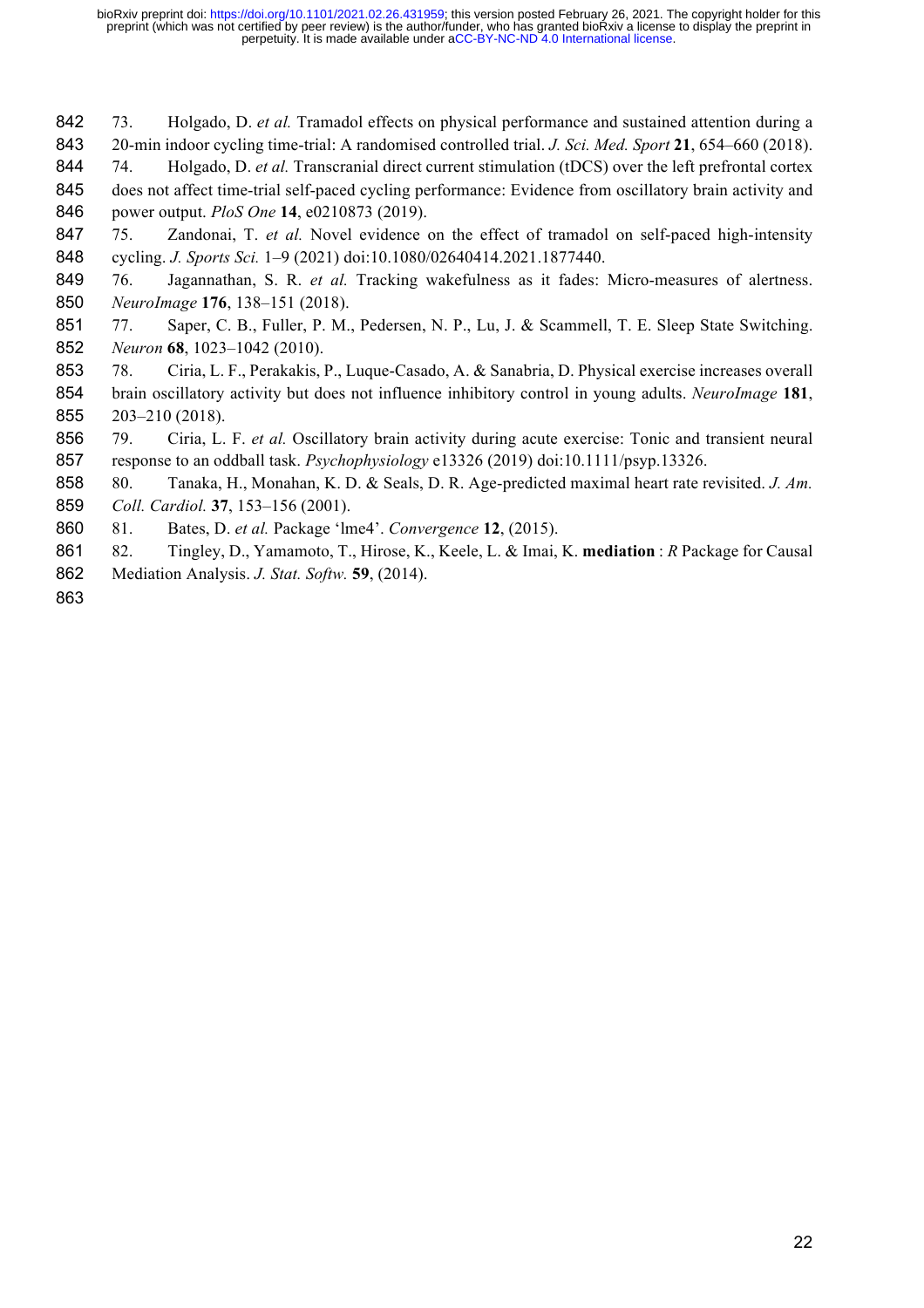73. Holgado, D. *et al.* Tramadol effects on physical performance and sustained attention during a 20-min indoor cycling time-trial: A randomised controlled trial. *J. Sci. Med. Sport* **21**, 654–660 (2018).

74. Holgado, D. *et al.* Transcranial direct current stimulation (tDCS) over the left prefrontal cortex does not affect time-trial self-paced cycling performance: Evidence from oscillatory brain activity and power output. *PloS One* **14**, e0210873 (2019).

75. Zandonai, T. *et al.* Novel evidence on the effect of tramadol on self-paced high-intensity cycling. *J. Sports Sci.* 1–9 (2021) doi:10.1080/02640414.2021.1877440.

76. Jagannathan, S. R. *et al.* Tracking wakefulness as it fades: Micro-measures of alertness. *NeuroImage* **176**, 138–151 (2018).

77. Saper, C. B., Fuller, P. M., Pedersen, N. P., Lu, J. & Scammell, T. E. Sleep State Switching. *Neuron* **68**, 1023–1042 (2010).

78. Ciria, L. F., Perakakis, P., Luque-Casado, A. & Sanabria, D. Physical exercise increases overall brain oscillatory activity but does not influence inhibitory control in young adults. *NeuroImage* **181**, 203–210 (2018).

79. Ciria, L. F. *et al.* Oscillatory brain activity during acute exercise: Tonic and transient neural response to an oddball task. *Psychophysiology* e13326 (2019) doi:10.1111/psyp.13326.

80. Tanaka, H., Monahan, K. D. & Seals, D. R. Age-predicted maximal heart rate revisited. *J. Am. Coll. Cardiol.* **37**, 153–156 (2001).

81. Bates, D. *et al.* Package 'lme4'. *Convergence* **12**, (2015).

82. Tingley, D., Yamamoto, T., Hirose, K., Keele, L. & Imai, K. **mediation** : *R* Package for Causal Mediation Analysis. *J. Stat. Softw.* **59**, (2014).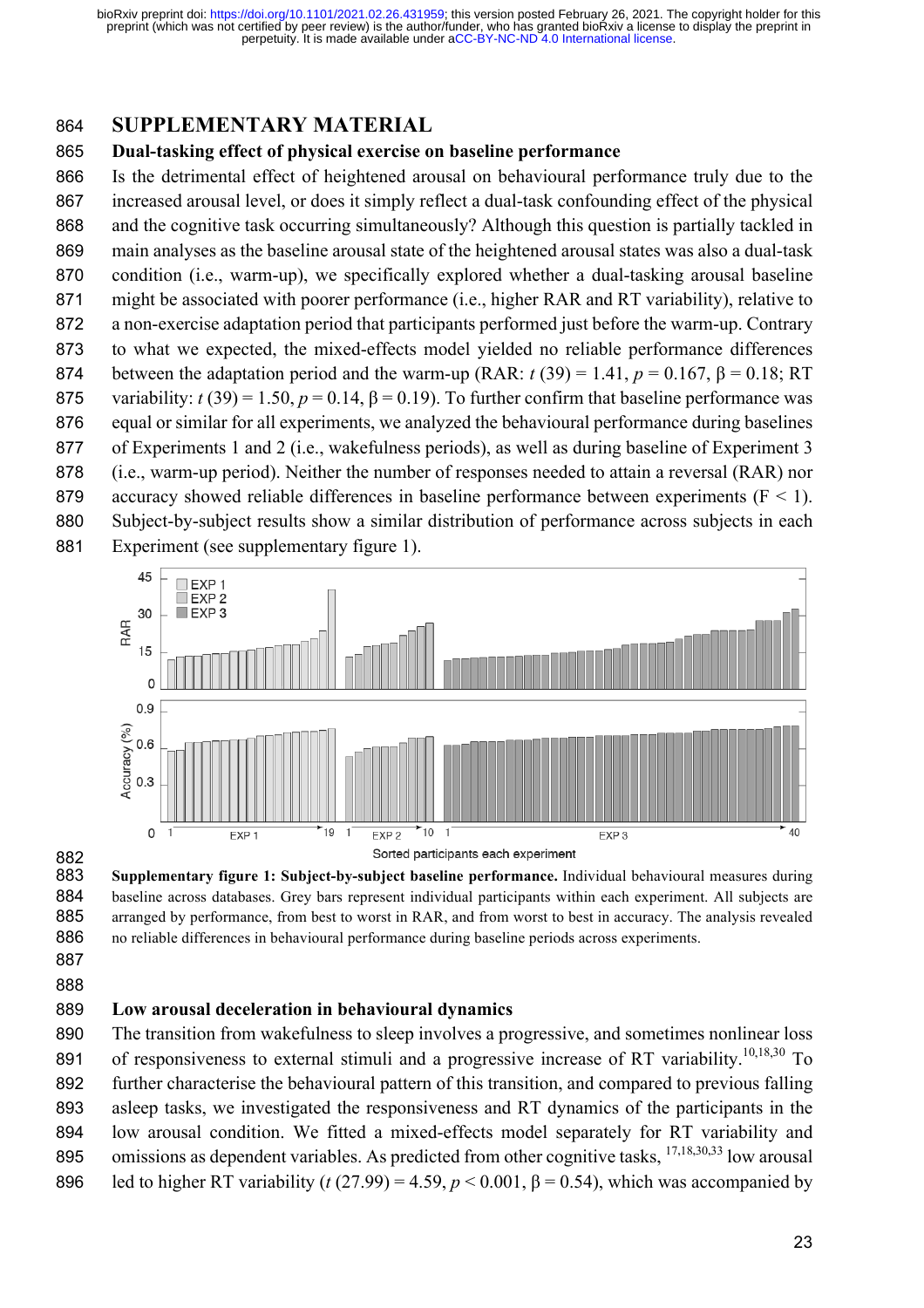# SUPPLEMENTARY MATERIAL

## Dual-tasking effect of physical exercise on baseline performance

Is the detrimental effect of heightened arousal on behavioural performance truly due to the increased arousal level, or does it simply reflect a dual-task confounding effect of the physical and the cognitive task occurring simultaneously? Although this question is partially tackled in main analyses as the baseline arousal state of the heightened arousal states was also a dual-task condition (i.e., warm-up), we specifically explored whether a dual-tasking arousal baseline might be associated with poorer performance (i.e., higher RAR and RT variability), relative to a non-exercise adaptation period that participants performed just before the warm-up. Contrary to what we expected, the mixed-effects model yielded no reliable performance differences between the adaptation period and the warm-up (RAR: $t\,(39) = 1.41$, $p = 0.167$, $\beta = 0.18$; RT variability: $t\,(39) = 1.50$, $p = 0.14$, $\beta = 0.19$). To further confirm that baseline performance was equal or similar for all experiments, we analyzed the behavioural performance during baselines of Experiments 1 and 2 (i.e., wakefulness periods), as well as during baseline of Experiment 3 (i.e., warm-up period). Neither the number of responses needed to attain a reversal (RAR) nor accuracy showed reliable differences in baseline performance between experiments ($F < 1$). Subject-by-subject results show a similar distribution of performance across subjects in each Experiment (see supplementary figure 1).

**Supplementary figure 1: Subject-by-subject baseline performance.** Individual behavioural measures during baseline across databases. Grey bars represent individual participants within each experiment. All subjects are arranged by performance, from best to worst in RAR, and from worst to best in accuracy. The analysis revealed no reliable differences in behavioural performance during baseline periods across experiments.

## Low arousal deceleration in behavioural dynamics

The transition from wakefulness to sleep involves a progressive, and sometimes nonlinear loss of responsiveness to external stimuli and a progressive increase of RT variability.[10,18,30] To further characterise the behavioural pattern of this transition, and compared to previous falling asleep tasks, we investigated the responsiveness and RT dynamics of the participants in the low arousal condition. We fitted a mixed-effects model separately for RT variability and omissions as dependent variables. As predicted from other cognitive tasks, [17,18,30,33] low arousal led to higher RT variability ($t\,(27.99) = 4.59$, $p < 0.001$, $\beta = 0.54$), which was accompanied by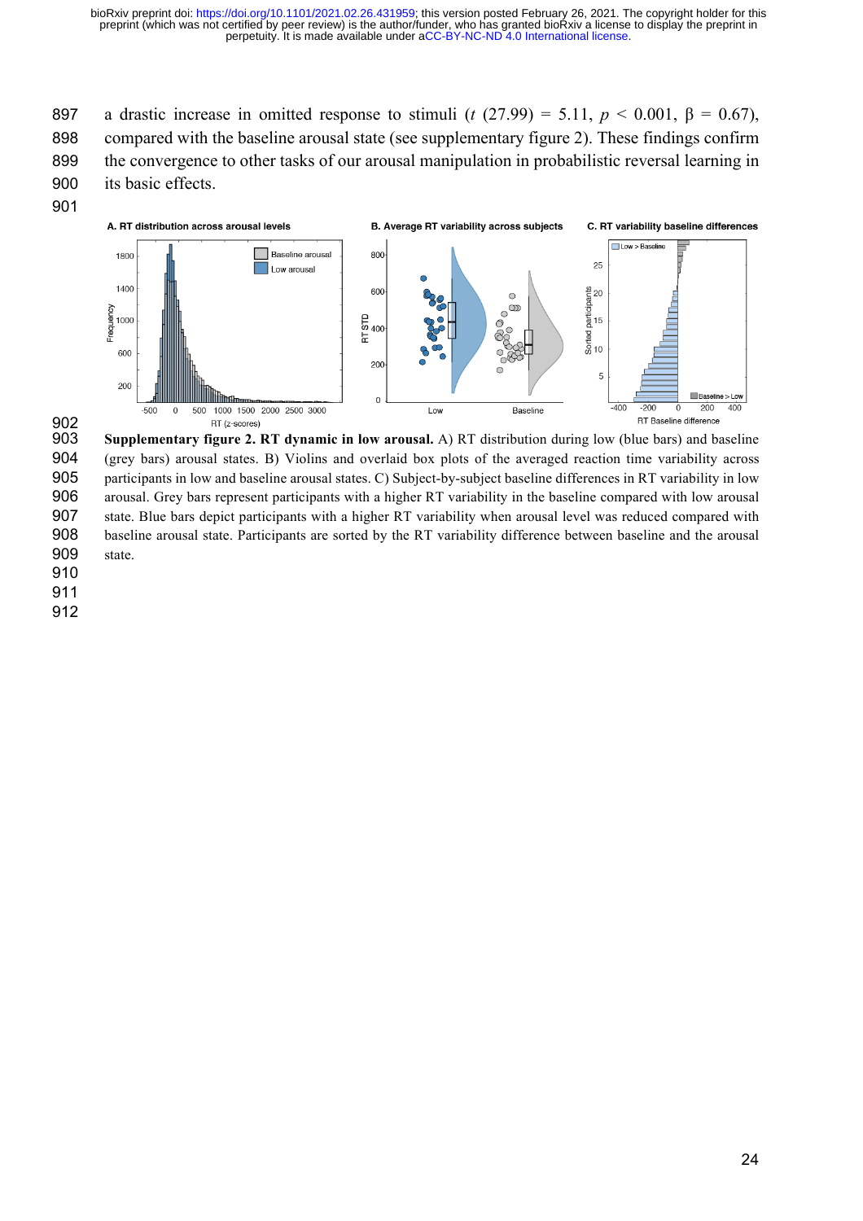a drastic increase in omitted response to stimuli ($t$ (27.99) = 5.11, $p$ < 0.001, β = 0.67), compared with the baseline arousal state (see supplementary figure 2). These findings confirm the convergence to other tasks of our arousal manipulation in probabilistic reversal learning in its basic effects.

A. RT distribution across arousal levels
Frequency
1800
1400
1000
600
200
-500 0 500 1000 1500 2000 2500 3000
RT (z-scores)
Baseline arousal
Low arousal

B. Average RT variability across subjects
RT STD
800
600
400
200
0
Low
Baseline

C. RT variability baseline differences
Low > Baseline
Sorted participants
25
20
15
10
5
-400 -200 0 200 400
RT Baseline difference
Baseline > Low

**Supplementary figure 2. RT dynamic in low arousal.** A) RT distribution during low (blue bars) and baseline (grey bars) arousal states. B) Violins and overlaid box plots of the averaged reaction time variability across participants in low and baseline arousal states. C) Subject-by-subject baseline differences in RT variability in low arousal. Grey bars represent participants with a higher RT variability in the baseline compared with low arousal state. Blue bars depict participants with a higher RT variability when arousal level was reduced compared with baseline arousal state. Participants are sorted by the RT variability difference between baseline and the arousal state.